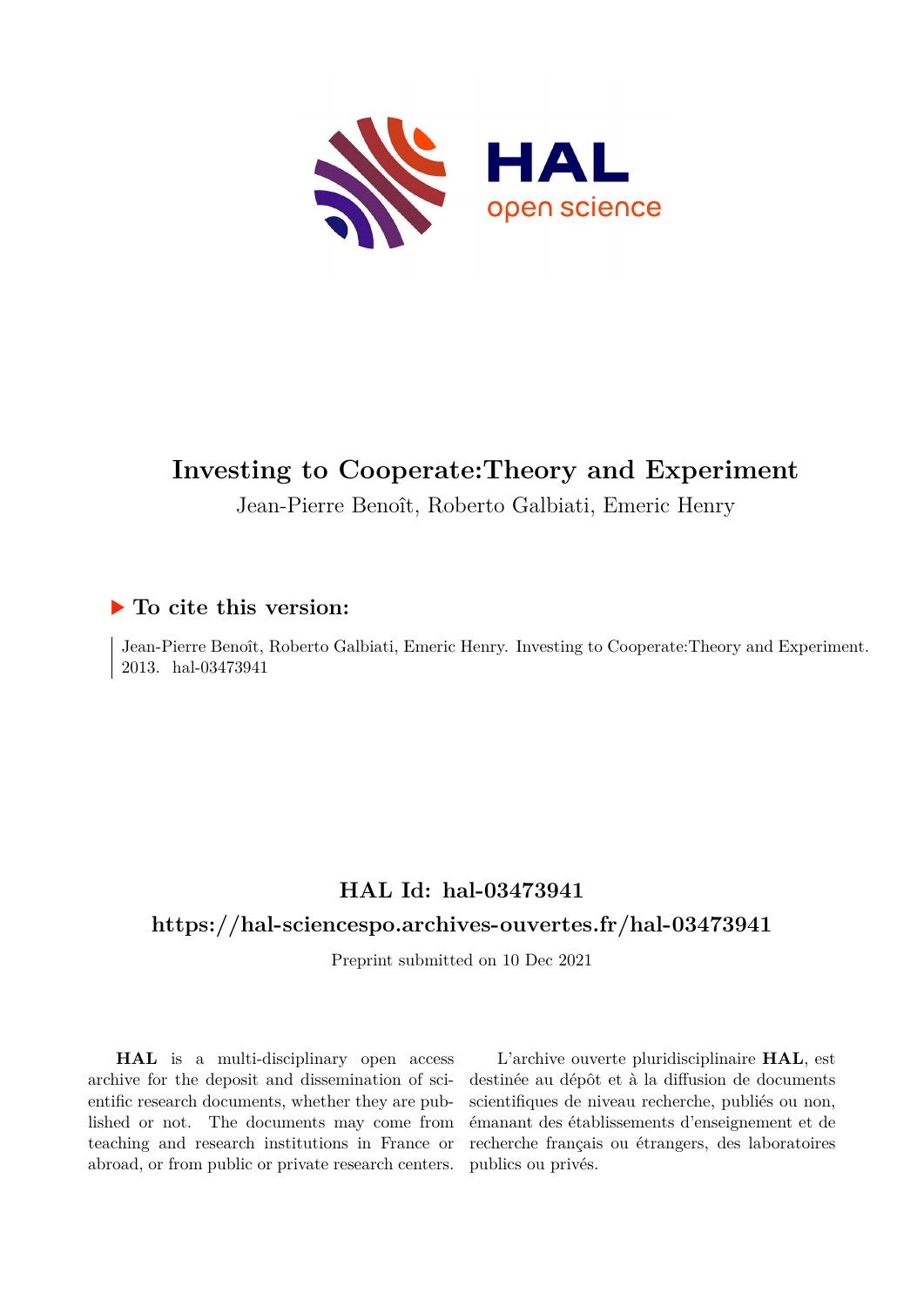# Investing to Cooperate:Theory and Experiment

Jean-Pierre Benoît, Roberto Galbiati, Emeric Henry

## To cite this version:

Jean-Pierre Benoît, Roberto Galbiati, Emeric Henry. Investing to Cooperate:Theory and Experiment. 2013. hal-03473941

## HAL Id: hal-03473941

## https://hal-sciencespo.archives-ouvertes.fr/hal-03473941

Preprint submitted on 10 Dec 2021

**HAL** is a multi-disciplinary open access archive for the deposit and dissemination of scientific research documents, whether they are published or not. The documents may come from teaching and research institutions in France or abroad, or from public or private research centers.

L'archive ouverte pluridisciplinaire **HAL**, est destinée au dépôt et à la diffusion de documents scientifiques de niveau recherche, publiés ou non, émanant des établissements d'enseignement et de recherche français ou étrangers, des laboratoires publics ou privés.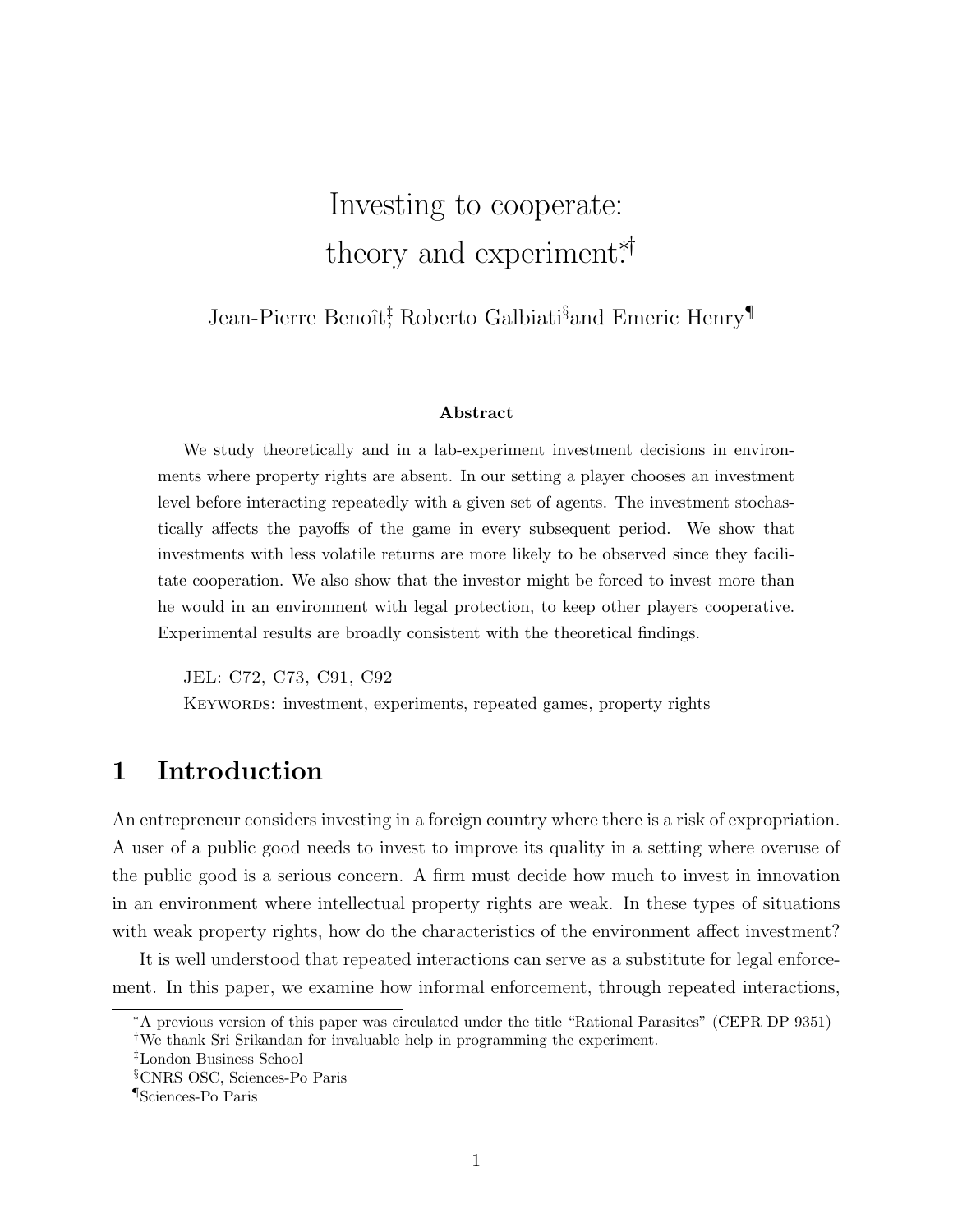# Investing to cooperate: theory and experiment*[†]

Jean-Pierre Benoît[‡], Roberto Galbiati[§] and Emeric Henry[¶]

**Abstract**

We study theoretically and in a lab-experiment investment decisions in environments where property rights are absent. In our setting a player chooses an investment level before interacting repeatedly with a given set of agents. The investment stochastically affects the payoffs of the game in every subsequent period. We show that investments with less volatile returns are more likely to be observed since they facilitate cooperation. We also show that the investor might be forced to invest more than he would in an environment with legal protection, to keep other players cooperative. Experimental results are broadly consistent with the theoretical findings.

JEL: C72, C73, C91, C92

Keywords: investment, experiments, repeated games, property rights

## 1 Introduction

An entrepreneur considers investing in a foreign country where there is a risk of expropriation. A user of a public good needs to invest to improve its quality in a setting where overuse of the public good is a serious concern. A firm must decide how much to invest in innovation in an environment where intellectual property rights are weak. In these types of situations with weak property rights, how do the characteristics of the environment affect investment?

It is well understood that repeated interactions can serve as a substitute for legal enforcement. In this paper, we examine how informal enforcement, through repeated interactions,

---

*A previous version of this paper was circulated under the title "Rational Parasites" (CEPR DP 9351)

[†]We thank Sri Srikandan for invaluable help in programming the experiment.

[‡]London Business School

[§]CNRS OSC, Sciences-Po Paris

[¶]Sciences-Po Paris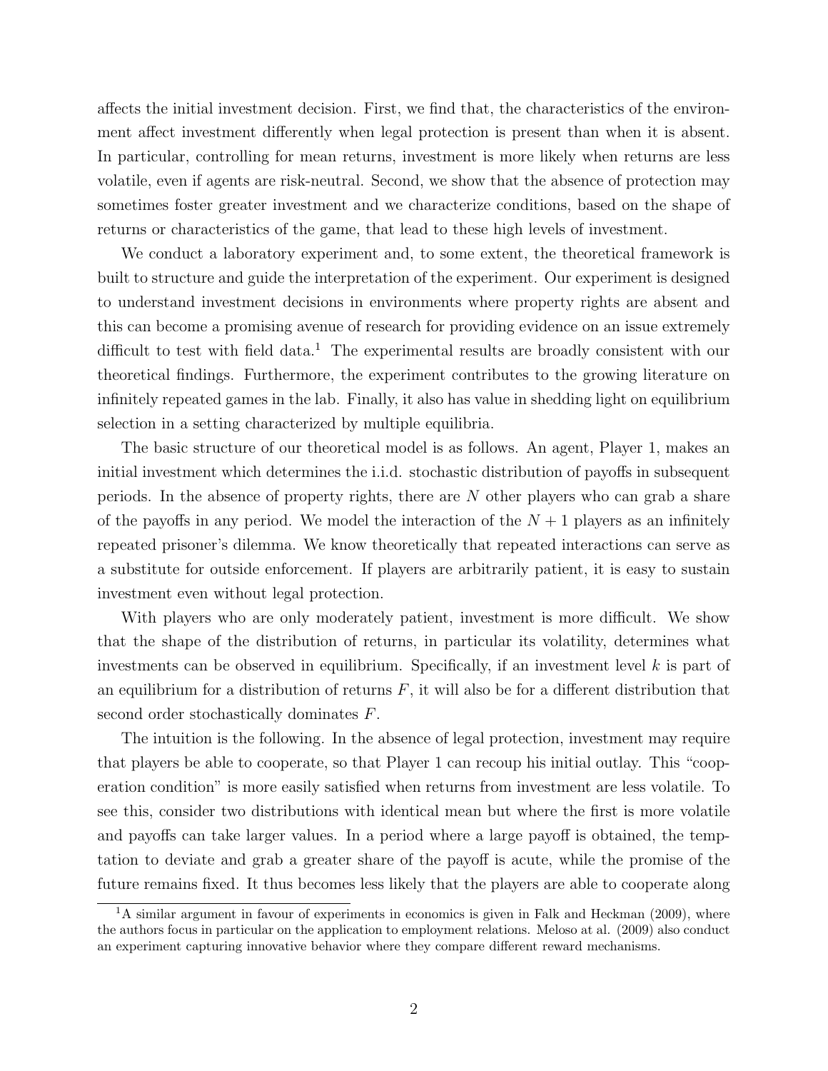affects the initial investment decision. First, we find that, the characteristics of the environment affect investment differently when legal protection is present than when it is absent. In particular, controlling for mean returns, investment is more likely when returns are less volatile, even if agents are risk-neutral. Second, we show that the absence of protection may sometimes foster greater investment and we characterize conditions, based on the shape of returns or characteristics of the game, that lead to these high levels of investment.

We conduct a laboratory experiment and, to some extent, the theoretical framework is built to structure and guide the interpretation of the experiment. Our experiment is designed to understand investment decisions in environments where property rights are absent and this can become a promising avenue of research for providing evidence on an issue extremely difficult to test with field data.[1] The experimental results are broadly consistent with our theoretical findings. Furthermore, the experiment contributes to the growing literature on infinitely repeated games in the lab. Finally, it also has value in shedding light on equilibrium selection in a setting characterized by multiple equilibria.

The basic structure of our theoretical model is as follows. An agent, Player 1, makes an initial investment which determines the i.i.d. stochastic distribution of payoffs in subsequent periods. In the absence of property rights, there are $N$ other players who can grab a share of the payoffs in any period. We model the interaction of the $N+1$ players as an infinitely repeated prisoner's dilemma. We know theoretically that repeated interactions can serve as a substitute for outside enforcement. If players are arbitrarily patient, it is easy to sustain investment even without legal protection.

With players who are only moderately patient, investment is more difficult. We show that the shape of the distribution of returns, in particular its volatility, determines what investments can be observed in equilibrium. Specifically, if an investment level $k$ is part of an equilibrium for a distribution of returns $F$, it will also be for a different distribution that second order stochastically dominates $F$.

The intuition is the following. In the absence of legal protection, investment may require that players be able to cooperate, so that Player 1 can recoup his initial outlay. This "cooperation condition" is more easily satisfied when returns from investment are less volatile. To see this, consider two distributions with identical mean but where the first is more volatile and payoffs can take larger values. In a period where a large payoff is obtained, the temptation to deviate and grab a greater share of the payoff is acute, while the promise of the future remains fixed. It thus becomes less likely that the players are able to cooperate along

[1] A similar argument in favour of experiments in economics is given in Falk and Heckman (2009), where the authors focus in particular on the application to employment relations. Meloso at al. (2009) also conduct an experiment capturing innovative behavior where they compare different reward mechanisms.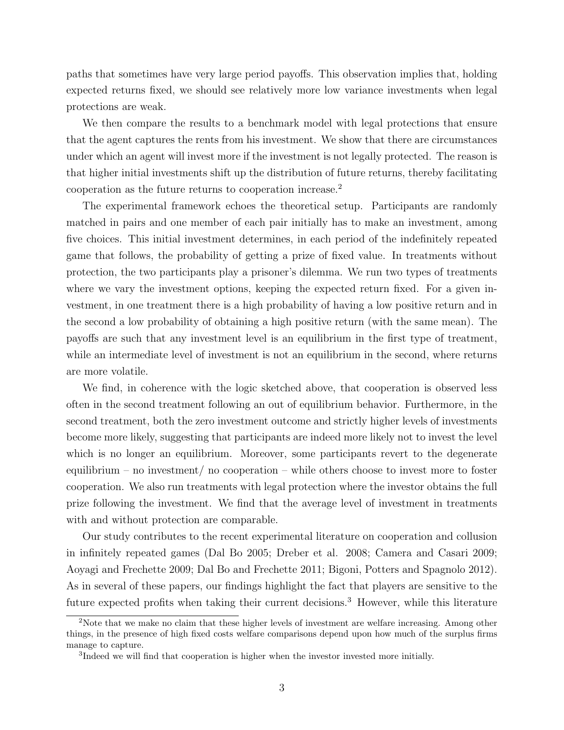paths that sometimes have very large period payoffs. This observation implies that, holding expected returns fixed, we should see relatively more low variance investments when legal protections are weak.

We then compare the results to a benchmark model with legal protections that ensure that the agent captures the rents from his investment. We show that there are circumstances under which an agent will invest more if the investment is not legally protected. The reason is that higher initial investments shift up the distribution of future returns, thereby facilitating cooperation as the future returns to cooperation increase.[2]

The experimental framework echoes the theoretical setup. Participants are randomly matched in pairs and one member of each pair initially has to make an investment, among five choices. This initial investment determines, in each period of the indefinitely repeated game that follows, the probability of getting a prize of fixed value. In treatments without protection, the two participants play a prisoner's dilemma. We run two types of treatments where we vary the investment options, keeping the expected return fixed. For a given investment, in one treatment there is a high probability of having a low positive return and in the second a low probability of obtaining a high positive return (with the same mean). The payoffs are such that any investment level is an equilibrium in the first type of treatment, while an intermediate level of investment is not an equilibrium in the second, where returns are more volatile.

We find, in coherence with the logic sketched above, that cooperation is observed less often in the second treatment following an out of equilibrium behavior. Furthermore, in the second treatment, both the zero investment outcome and strictly higher levels of investments become more likely, suggesting that participants are indeed more likely not to invest the level which is no longer an equilibrium. Moreover, some participants revert to the degenerate equilibrium – no investment/ no cooperation – while others choose to invest more to foster cooperation. We also run treatments with legal protection where the investor obtains the full prize following the investment. We find that the average level of investment in treatments with and without protection are comparable.

Our study contributes to the recent experimental literature on cooperation and collusion in infinitely repeated games (Dal Bo 2005; Dreber et al. 2008; Camera and Casari 2009; Aoyagi and Frechette 2009; Dal Bo and Frechette 2011; Bigoni, Potters and Spagnolo 2012). As in several of these papers, our findings highlight the fact that players are sensitive to the future expected profits when taking their current decisions.[3] However, while this literature

[2] Note that we make no claim that these higher levels of investment are welfare increasing. Among other things, in the presence of high fixed costs welfare comparisons depend upon how much of the surplus firms manage to capture.

[3] Indeed we will find that cooperation is higher when the investor invested more initially.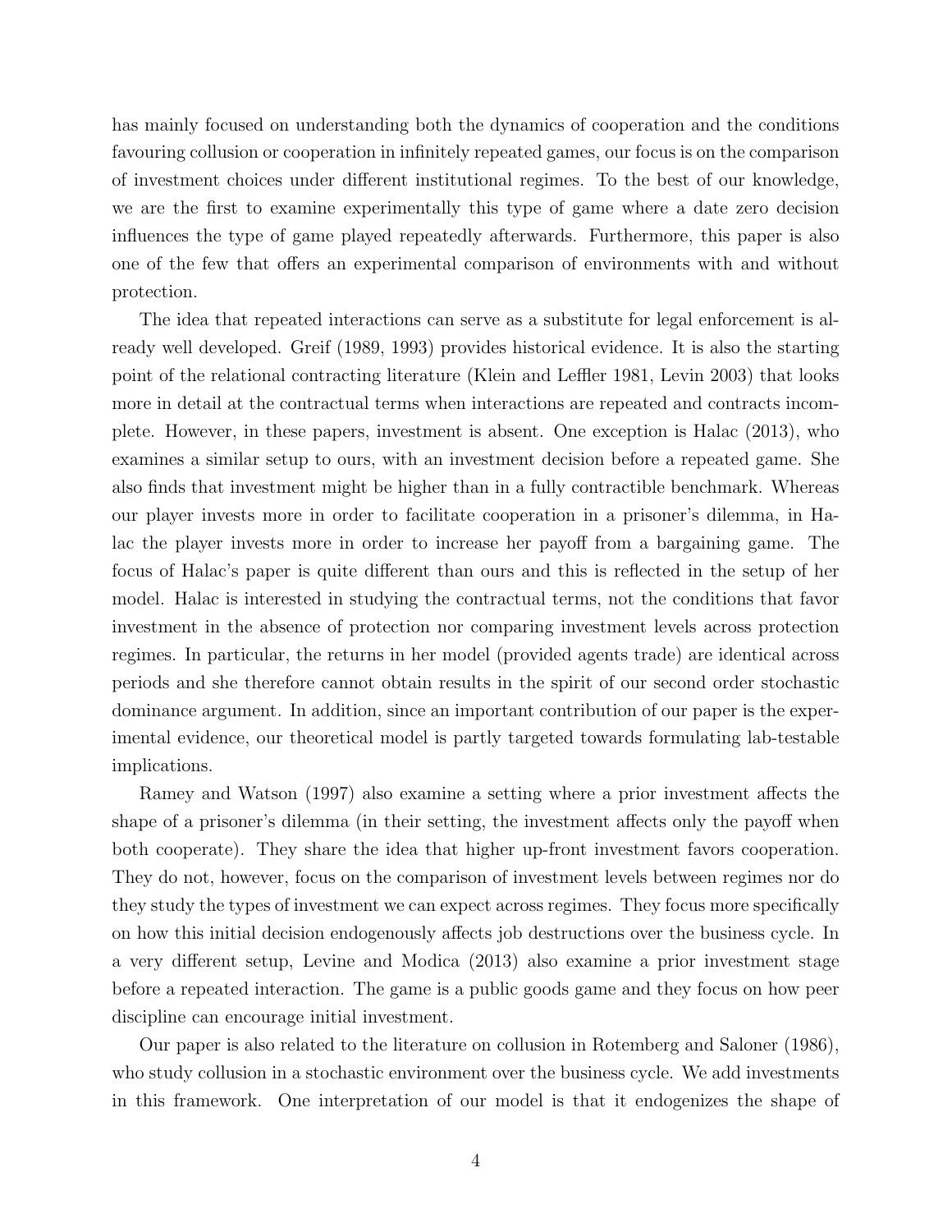has mainly focused on understanding both the dynamics of cooperation and the conditions favouring collusion or cooperation in infinitely repeated games, our focus is on the comparison of investment choices under different institutional regimes. To the best of our knowledge, we are the first to examine experimentally this type of game where a date zero decision influences the type of game played repeatedly afterwards. Furthermore, this paper is also one of the few that offers an experimental comparison of environments with and without protection.

The idea that repeated interactions can serve as a substitute for legal enforcement is already well developed. Greif (1989, 1993) provides historical evidence. It is also the starting point of the relational contracting literature (Klein and Leffler 1981, Levin 2003) that looks more in detail at the contractual terms when interactions are repeated and contracts incomplete. However, in these papers, investment is absent. One exception is Halac (2013), who examines a similar setup to ours, with an investment decision before a repeated game. She also finds that investment might be higher than in a fully contractible benchmark. Whereas our player invests more in order to facilitate cooperation in a prisoner's dilemma, in Halac the player invests more in order to increase her payoff from a bargaining game. The focus of Halac's paper is quite different than ours and this is reflected in the setup of her model. Halac is interested in studying the contractual terms, not the conditions that favor investment in the absence of protection nor comparing investment levels across protection regimes. In particular, the returns in her model (provided agents trade) are identical across periods and she therefore cannot obtain results in the spirit of our second order stochastic dominance argument. In addition, since an important contribution of our paper is the experimental evidence, our theoretical model is partly targeted towards formulating lab-testable implications.

Ramey and Watson (1997) also examine a setting where a prior investment affects the shape of a prisoner's dilemma (in their setting, the investment affects only the payoff when both cooperate). They share the idea that higher up-front investment favors cooperation. They do not, however, focus on the comparison of investment levels between regimes nor do they study the types of investment we can expect across regimes. They focus more specifically on how this initial decision endogenously affects job destructions over the business cycle. In a very different setup, Levine and Modica (2013) also examine a prior investment stage before a repeated interaction. The game is a public goods game and they focus on how peer discipline can encourage initial investment.

Our paper is also related to the literature on collusion in Rotemberg and Saloner (1986), who study collusion in a stochastic environment over the business cycle. We add investments in this framework. One interpretation of our model is that it endogenizes the shape of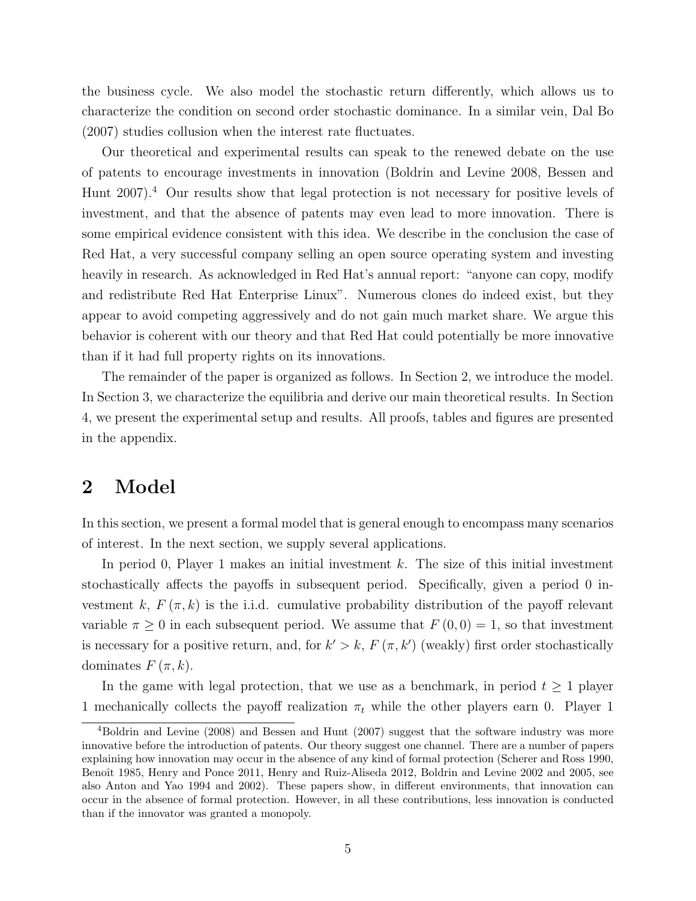the business cycle. We also model the stochastic return differently, which allows us to characterize the condition on second order stochastic dominance. In a similar vein, Dal Bo (2007) studies collusion when the interest rate fluctuates.

Our theoretical and experimental results can speak to the renewed debate on the use of patents to encourage investments in innovation (Boldrin and Levine 2008, Bessen and Hunt 2007).[4] Our results show that legal protection is not necessary for positive levels of investment, and that the absence of patents may even lead to more innovation. There is some empirical evidence consistent with this idea. We describe in the conclusion the case of Red Hat, a very successful company selling an open source operating system and investing heavily in research. As acknowledged in Red Hat's annual report: "anyone can copy, modify and redistribute Red Hat Enterprise Linux". Numerous clones do indeed exist, but they appear to avoid competing aggressively and do not gain much market share. We argue this behavior is coherent with our theory and that Red Hat could potentially be more innovative than if it had full property rights on its innovations.

The remainder of the paper is organized as follows. In Section 2, we introduce the model. In Section 3, we characterize the equilibria and derive our main theoretical results. In Section 4, we present the experimental setup and results. All proofs, tables and figures are presented in the appendix.

# 2 Model

In this section, we present a formal model that is general enough to encompass many scenarios of interest. In the next section, we supply several applications.

In period 0, Player 1 makes an initial investment $k$. The size of this initial investment stochastically affects the payoffs in subsequent period. Specifically, given a period 0 investment $k$, $F(\pi, k)$ is the i.i.d. cumulative probability distribution of the payoff relevant variable $\pi \geq 0$ in each subsequent period. We assume that $F(0, 0) = 1$, so that investment is necessary for a positive return, and, for $k' > k$, $F(\pi, k')$ (weakly) first order stochastically dominates $F(\pi, k)$.

In the game with legal protection, that we use as a benchmark, in period $t \geq 1$ player 1 mechanically collects the payoff realization $\pi_t$ while the other players earn 0. Player 1

[4] Boldrin and Levine (2008) and Bessen and Hunt (2007) suggest that the software industry was more innovative before the introduction of patents. Our theory suggest one channel. There are a number of papers explaining how innovation may occur in the absence of any kind of formal protection (Scherer and Ross 1990, Benoît 1985, Henry and Ponce 2011, Henry and Ruiz-Aliseda 2012, Boldrin and Levine 2002 and 2005, see also Anton and Yao 1994 and 2002). These papers show, in different environments, that innovation can occur in the absence of formal protection. However, in all these contributions, less innovation is conducted than if the innovator was granted a monopoly.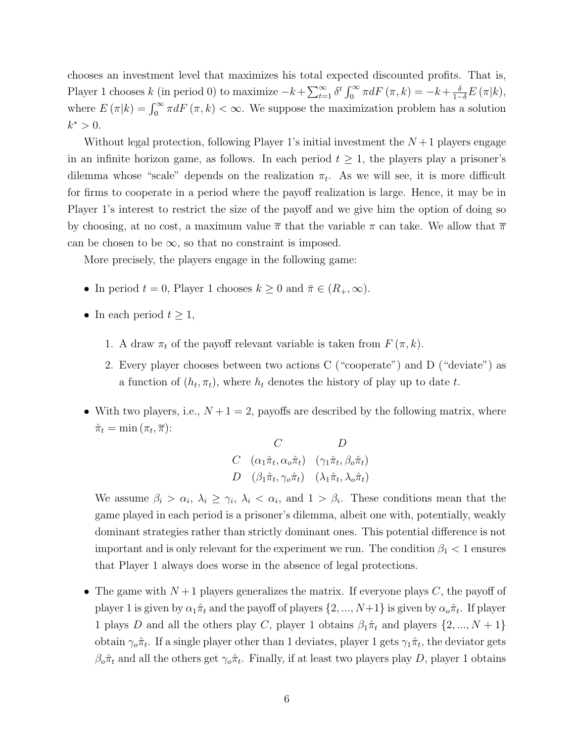chooses an investment level that maximizes his total expected discounted profits. That is, Player 1 chooses $k$ (in period 0) to maximize $-k + \sum_{t=1}^{\infty} \delta^t \int_0^{\infty} \pi dF(\pi, k) = -k + \frac{\delta}{1-\delta} E(\pi|k)$, where $E(\pi|k) = \int_0^{\infty} \pi dF(\pi, k) < \infty$. We suppose the maximization problem has a solution $k^* > 0$.

Without legal protection, following Player 1's initial investment the $N+1$ players engage in an infinite horizon game, as follows. In each period $t \geq 1$, the players play a prisoner's dilemma whose "scale" depends on the realization $\pi_t$. As we will see, it is more difficult for firms to cooperate in a period where the payoff realization is large. Hence, it may be in Player 1's interest to restrict the size of the payoff and we give him the option of doing so by choosing, at no cost, a maximum value $\overline{\pi}$ that the variable $\pi$ can take. We allow that $\overline{\pi}$ can be chosen to be $\infty$, so that no constraint is imposed.

More precisely, the players engage in the following game:

- In period $t = 0$, Player 1 chooses $k \geq 0$ and $\bar{\pi} \in (R_+, \infty)$.
- In each period $t \geq 1$,
  1. A draw $\pi_t$ of the payoff relevant variable is taken from $F(\pi, k)$.
  2. Every player chooses between two actions C ("cooperate") and D ("deviate") as a function of $(h_t, \pi_t)$, where $h_t$ denotes the history of play up to date $t$.
- With two players, i.e., $N + 1 = 2$, payoffs are described by the following matrix, where $\hat{\pi}_t = \min(\pi_t, \overline{\pi})$:

|   | $C$ | $D$ |
|---|---|---|
| $C$ | $(\alpha_1 \hat{\pi}_t, \alpha_o \hat{\pi}_t)$ | $(\gamma_1 \hat{\pi}_t, \beta_o \hat{\pi}_t)$ |
| $D$ | $(\beta_1 \hat{\pi}_t, \gamma_o \hat{\pi}_t)$ | $(\lambda_1 \hat{\pi}_t, \lambda_o \hat{\pi}_t)$ |

  We assume $\beta_i > \alpha_i$, $\lambda_i \geq \gamma_i$, $\lambda_i < \alpha_i$, and $1 > \beta_i$. These conditions mean that the game played in each period is a prisoner's dilemma, albeit one with, potentially, weakly dominant strategies rather than strictly dominant ones. This potential difference is not important and is only relevant for the experiment we run. The condition $\beta_1 < 1$ ensures that Player 1 always does worse in the absence of legal protections.

- The game with $N+1$ players generalizes the matrix. If everyone plays $C$, the payoff of player 1 is given by $\alpha_1 \hat{\pi}_t$ and the payoff of players $\{2, ..., N+1\}$ is given by $\alpha_o \hat{\pi}_t$. If player 1 plays $D$ and all the others play $C$, player 1 obtains $\beta_1 \hat{\pi}_t$ and players $\{2, ..., N+1\}$ obtain $\gamma_o \hat{\pi}_t$. If a single player other than 1 deviates, player 1 gets $\gamma_1 \hat{\pi}_t$, the deviator gets $\beta_o \hat{\pi}_t$ and all the others get $\gamma_o \hat{\pi}_t$. Finally, if at least two players play $D$, player 1 obtains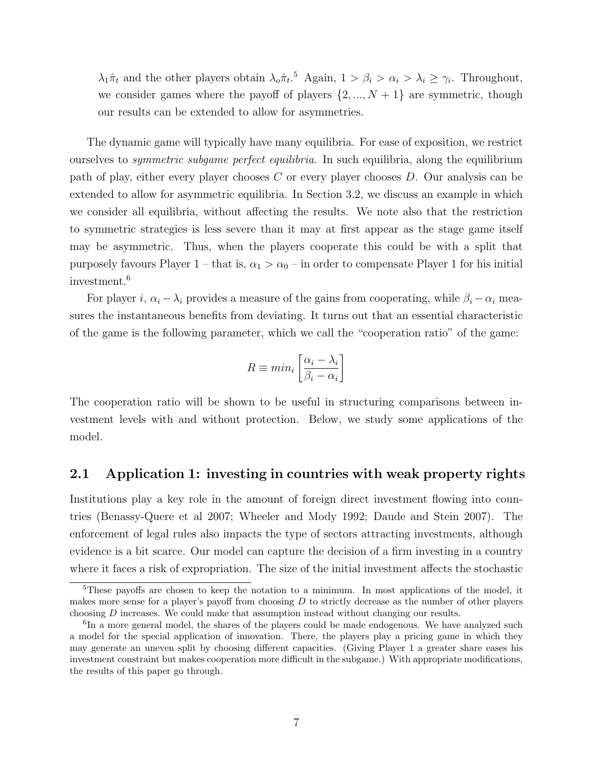$\lambda_1 \hat{\pi}_t$ and the other players obtain $\lambda_o \hat{\pi}_t$.[5] Again, $1 > \beta_i > \alpha_i > \lambda_i \geq \gamma_i$. Throughout, we consider games where the payoff of players $\{2, ..., N+1\}$ are symmetric, though our results can be extended to allow for asymmetries.

The dynamic game will typically have many equilibria. For ease of exposition, we restrict ourselves to *symmetric subgame perfect equilibria*. In such equilibria, along the equilibrium path of play, either every player chooses $C$ or every player chooses $D$. Our analysis can be extended to allow for asymmetric equilibria. In Section 3.2, we discuss an example in which we consider all equilibria, without affecting the results. We note also that the restriction to symmetric strategies is less severe than it may at first appear as the stage game itself may be asymmetric. Thus, when the players cooperate this could be with a split that purposely favours Player 1 – that is, $\alpha_1 > \alpha_0$ – in order to compensate Player 1 for his initial investment.[6]

For player $i$, $\alpha_i - \lambda_i$ provides a measure of the gains from cooperating, while $\beta_i - \alpha_i$ measures the instantaneous benefits from deviating. It turns out that an essential characteristic of the game is the following parameter, which we call the "cooperation ratio" of the game:

$$R \equiv min_i \left[ \frac{\alpha_i - \lambda_i}{\beta_i - \alpha_i} \right]$$

The cooperation ratio will be shown to be useful in structuring comparisons between investment levels with and without protection. Below, we study some applications of the model.

## 2.1 Application 1: investing in countries with weak property rights

Institutions play a key role in the amount of foreign direct investment flowing into countries (Benassy-Quere et al 2007; Wheeler and Mody 1992; Daude and Stein 2007). The enforcement of legal rules also impacts the type of sectors attracting investments, although evidence is a bit scarce. Our model can capture the decision of a firm investing in a country where it faces a risk of expropriation. The size of the initial investment affects the stochastic

---

[5] These payoffs are chosen to keep the notation to a minimum. In most applications of the model, it makes more sense for a player's payoff from choosing $D$ to strictly decrease as the number of other players choosing $D$ increases. We could make that assumption instead without changing our results.

[6] In a more general model, the shares of the players could be made endogenous. We have analyzed such a model for the special application of innovation. There, the players play a pricing game in which they may generate an uneven split by choosing different capacities. (Giving Player 1 a greater share eases his investment constraint but makes cooperation more difficult in the subgame.) With appropriate modifications, the results of this paper go through.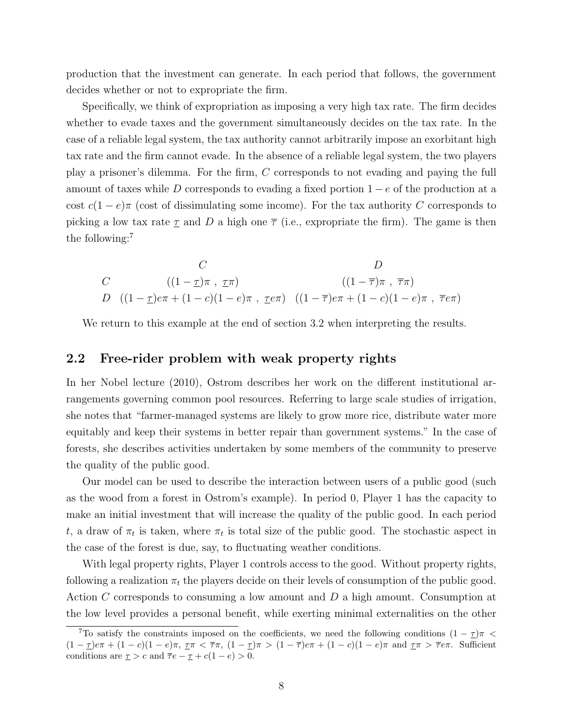production that the investment can generate. In each period that follows, the government decides whether or not to expropriate the firm.

Specifically, we think of expropriation as imposing a very high tax rate. The firm decides whether to evade taxes and the government simultaneously decides on the tax rate. In the case of a reliable legal system, the tax authority cannot arbitrarily impose an exorbitant high tax rate and the firm cannot evade. In the absence of a reliable legal system, the two players play a prisoner's dilemma. For the firm, $C$ corresponds to not evading and paying the full amount of taxes while $D$ corresponds to evading a fixed portion $1-e$ of the production at a cost $c(1-e)\pi$ (cost of dissimulating some income). For the tax authority $C$ corresponds to picking a low tax rate $\underline{\tau}$ and $D$ a high one $\overline{\tau}$ (i.e., expropriate the firm). The game is then the following:[7]

| | $C$ | $D$ |
|---|---|---|
| $C$ | $((1-\underline{\tau})\pi\ ,\ \underline{\tau}\pi)$ | $((1-\overline{\tau})\pi\ ,\ \overline{\tau}\pi)$ |
| $D$ | $((1-\underline{\tau})e\pi + (1-c)(1-e)\pi\ ,\ \underline{\tau}e\pi)$ | $((1-\overline{\tau})e\pi + (1-c)(1-e)\pi\ ,\ \overline{\tau}e\pi)$ |

We return to this example at the end of section 3.2 when interpreting the results.

## 2.2 Free-rider problem with weak property rights

In her Nobel lecture (2010), Ostrom describes her work on the different institutional arrangements governing common pool resources. Referring to large scale studies of irrigation, she notes that "farmer-managed systems are likely to grow more rice, distribute water more equitably and keep their systems in better repair than government systems." In the case of forests, she describes activities undertaken by some members of the community to preserve the quality of the public good.

Our model can be used to describe the interaction between users of a public good (such as the wood from a forest in Ostrom's example). In period 0, Player 1 has the capacity to make an initial investment that will increase the quality of the public good. In each period $t$, a draw of $\pi_t$ is taken, where $\pi_t$ is total size of the public good. The stochastic aspect in the case of the forest is due, say, to fluctuating weather conditions.

With legal property rights, Player 1 controls access to the good. Without property rights, following a realization $\pi_t$ the players decide on their levels of consumption of the public good. Action $C$ corresponds to consuming a low amount and $D$ a high amount. Consumption at the low level provides a personal benefit, while exerting minimal externalities on the other

[7] To satisfy the constraints imposed on the coefficients, we need the following conditions $(1-\underline{\tau})\pi < (1-\underline{\tau})e\pi + (1-c)(1-e)\pi$, $\underline{\tau}\pi < \overline{\tau}\pi$, $(1-\underline{\tau})\pi > (1-\overline{\tau})e\pi + (1-c)(1-e)\pi$ and $\underline{\tau}\pi > \overline{\tau}e\pi$. Sufficient conditions are $\underline{\tau} > c$ and $\overline{\tau}e - \underline{\tau} + c(1-e) > 0$.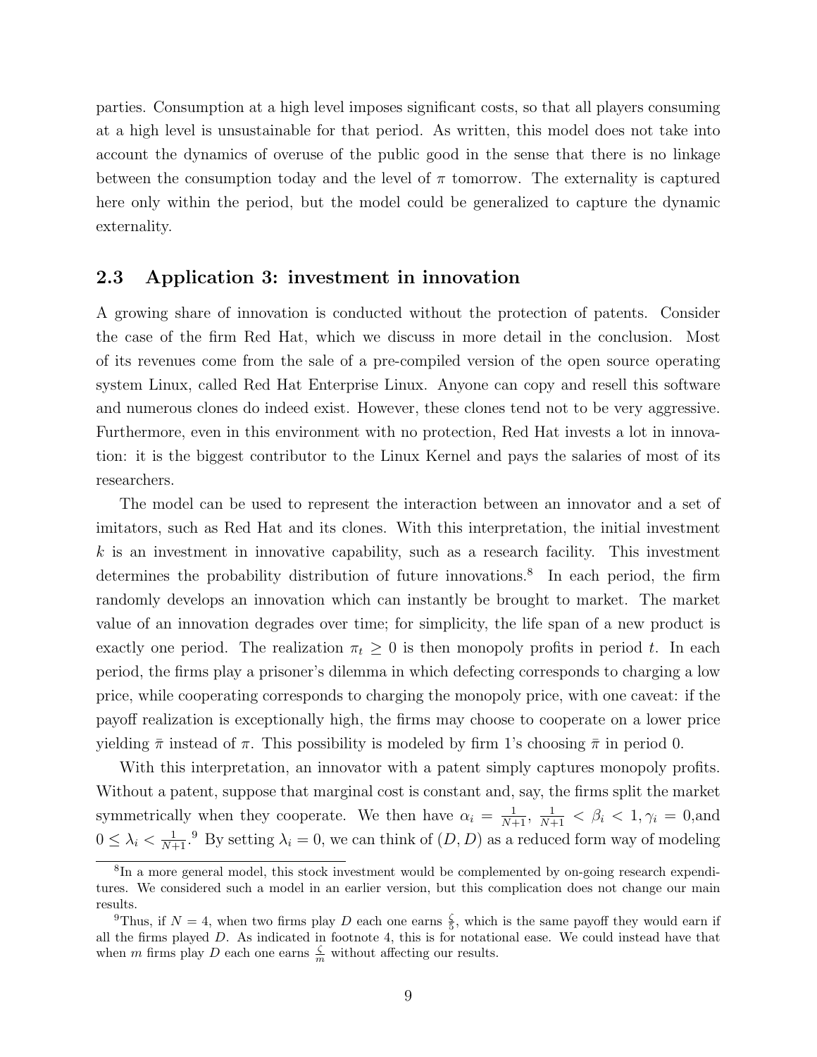parties. Consumption at a high level imposes significant costs, so that all players consuming at a high level is unsustainable for that period. As written, this model does not take into account the dynamics of overuse of the public good in the sense that there is no linkage between the consumption today and the level of $\pi$ tomorrow. The externality is captured here only within the period, but the model could be generalized to capture the dynamic externality.

### 2.3 Application 3: investment in innovation

A growing share of innovation is conducted without the protection of patents. Consider the case of the firm Red Hat, which we discuss in more detail in the conclusion. Most of its revenues come from the sale of a pre-compiled version of the open source operating system Linux, called Red Hat Enterprise Linux. Anyone can copy and resell this software and numerous clones do indeed exist. However, these clones tend not to be very aggressive. Furthermore, even in this environment with no protection, Red Hat invests a lot in innovation: it is the biggest contributor to the Linux Kernel and pays the salaries of most of its researchers.

The model can be used to represent the interaction between an innovator and a set of imitators, such as Red Hat and its clones. With this interpretation, the initial investment $k$ is an investment in innovative capability, such as a research facility. This investment determines the probability distribution of future innovations.[8] In each period, the firm randomly develops an innovation which can instantly be brought to market. The market value of an innovation degrades over time; for simplicity, the life span of a new product is exactly one period. The realization $\pi_t \geq 0$ is then monopoly profits in period $t$. In each period, the firms play a prisoner's dilemma in which defecting corresponds to charging a low price, while cooperating corresponds to charging the monopoly price, with one caveat: if the payoff realization is exceptionally high, the firms may choose to cooperate on a lower price yielding $\bar{\pi}$ instead of $\pi$. This possibility is modeled by firm 1's choosing $\bar{\pi}$ in period 0.

With this interpretation, an innovator with a patent simply captures monopoly profits. Without a patent, suppose that marginal cost is constant and, say, the firms split the market symmetrically when they cooperate. We then have $\alpha_i = \frac{1}{N+1}$, $\frac{1}{N+1} < \beta_i < 1, \gamma_i = 0$,and $0 \leq \lambda_i < \frac{1}{N+1}$.[9] By setting $\lambda_i = 0$, we can think of $(D, D)$ as a reduced form way of modeling

[8] In a more general model, this stock investment would be complemented by on-going research expenditures. We considered such a model in an earlier version, but this complication does not change our main results.

[9] Thus, if $N = 4$, when two firms play $D$ each one earns $\frac{\zeta}{5}$, which is the same payoff they would earn if all the firms played $D$. As indicated in footnote 4, this is for notational ease. We could instead have that when $m$ firms play $D$ each one earns $\frac{\zeta}{m}$ without affecting our results.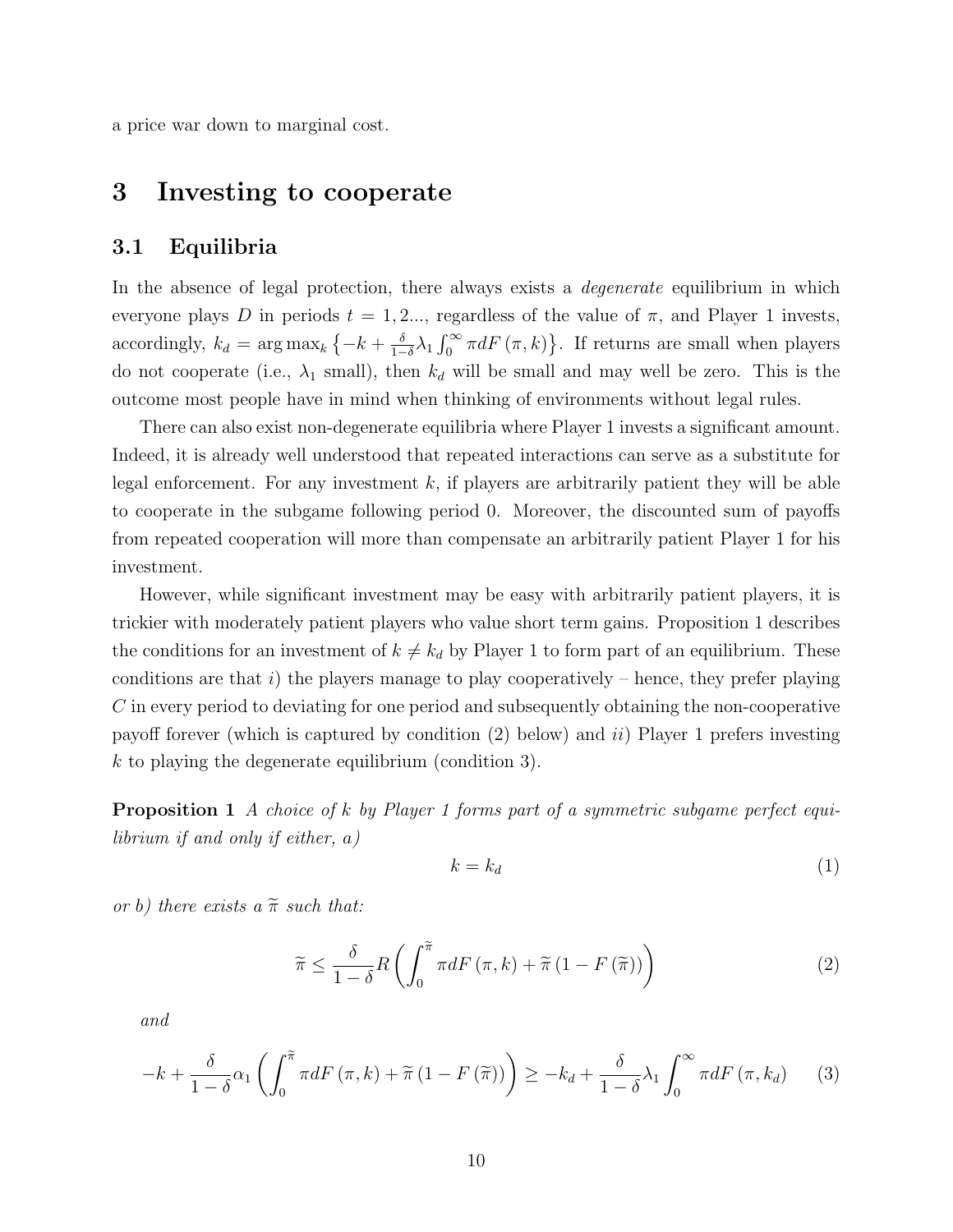a price war down to marginal cost.

# 3 Investing to cooperate

## 3.1 Equilibria

In the absence of legal protection, there always exists a *degenerate* equilibrium in which everyone plays $D$ in periods $t = 1, 2...$, regardless of the value of $\pi$, and Player 1 invests, accordingly, $k_d = \arg\max_k \left\{-k + \frac{\delta}{1-\delta}\lambda_1 \int_0^\infty \pi dF(\pi, k)\right\}$. If returns are small when players do not cooperate (i.e., $\lambda_1$ small), then $k_d$ will be small and may well be zero. This is the outcome most people have in mind when thinking of environments without legal rules.

There can also exist non-degenerate equilibria where Player 1 invests a significant amount. Indeed, it is already well understood that repeated interactions can serve as a substitute for legal enforcement. For any investment $k$, if players are arbitrarily patient they will be able to cooperate in the subgame following period 0. Moreover, the discounted sum of payoffs from repeated cooperation will more than compensate an arbitrarily patient Player 1 for his investment.

However, while significant investment may be easy with arbitrarily patient players, it is trickier with moderately patient players who value short term gains. Proposition 1 describes the conditions for an investment of $k \neq k_d$ by Player 1 to form part of an equilibrium. These conditions are that *i*) the players manage to play cooperatively – hence, they prefer playing $C$ in every period to deviating for one period and subsequently obtaining the non-cooperative payoff forever (which is captured by condition (2) below) and *ii*) Player 1 prefers investing $k$ to playing the degenerate equilibrium (condition 3).

**Proposition 1** *A choice of $k$ by Player 1 forms part of a symmetric subgame perfect equilibrium if and only if either, a)*

$$k = k_d \tag{1}$$

*or b) there exists a $\widetilde{\pi}$ such that:*

$$\widetilde{\pi} \leq \frac{\delta}{1-\delta} R \left( \int_0^{\widetilde{\pi}} \pi dF(\pi, k) + \widetilde{\pi}\left(1 - F(\widetilde{\pi})\right) \right) \tag{2}$$

*and*

$$-k + \frac{\delta}{1-\delta}\alpha_1 \left( \int_0^{\widetilde{\pi}} \pi dF(\pi, k) + \widetilde{\pi}\left(1 - F(\widetilde{\pi})\right) \right) \geq -k_d + \frac{\delta}{1-\delta}\lambda_1 \int_0^\infty \pi dF(\pi, k_d) \tag{3}$$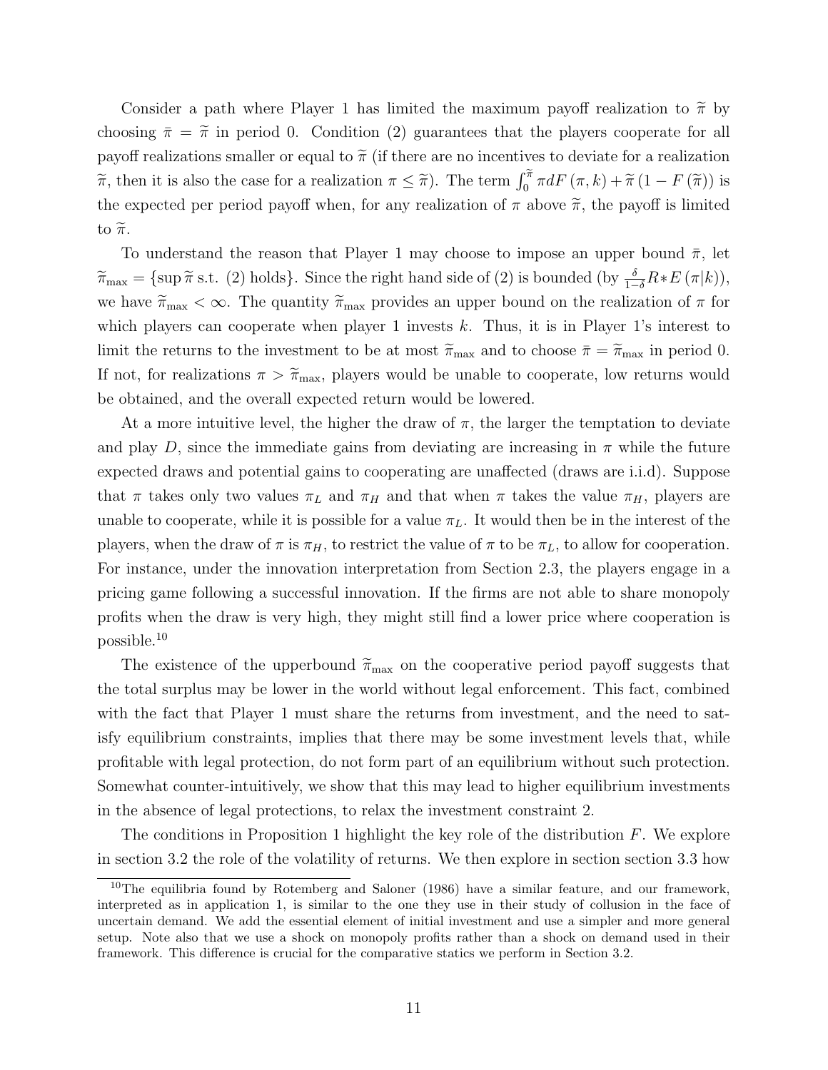Consider a path where Player 1 has limited the maximum payoff realization to $\widetilde{\pi}$ by choosing $\bar{\pi} = \widetilde{\pi}$ in period 0. Condition (2) guarantees that the players cooperate for all payoff realizations smaller or equal to $\widetilde{\pi}$ (if there are no incentives to deviate for a realization $\widetilde{\pi}$, then it is also the case for a realization $\pi \leq \widetilde{\pi}$). The term $\int_0^{\widetilde{\pi}} \pi dF(\pi, k) + \widetilde{\pi}(1 - F(\widetilde{\pi}))$ is the expected per period payoff when, for any realization of $\pi$ above $\widetilde{\pi}$, the payoff is limited to $\widetilde{\pi}$.

To understand the reason that Player 1 may choose to impose an upper bound $\bar{\pi}$, let $\widetilde{\pi}_{\max} = \{\sup \widetilde{\pi} \text{ s.t. (2) holds}\}$. Since the right hand side of (2) is bounded (by $\frac{\delta}{1-\delta} R * E(\pi|k)$), we have $\widetilde{\pi}_{\max} < \infty$. The quantity $\widetilde{\pi}_{\max}$ provides an upper bound on the realization of $\pi$ for which players can cooperate when player 1 invests $k$. Thus, it is in Player 1's interest to limit the returns to the investment to be at most $\widetilde{\pi}_{\max}$ and to choose $\bar{\pi} = \widetilde{\pi}_{\max}$ in period 0. If not, for realizations $\pi > \widetilde{\pi}_{\max}$, players would be unable to cooperate, low returns would be obtained, and the overall expected return would be lowered.

At a more intuitive level, the higher the draw of $\pi$, the larger the temptation to deviate and play $D$, since the immediate gains from deviating are increasing in $\pi$ while the future expected draws and potential gains to cooperating are unaffected (draws are i.i.d). Suppose that $\pi$ takes only two values $\pi_L$ and $\pi_H$ and that when $\pi$ takes the value $\pi_H$, players are unable to cooperate, while it is possible for a value $\pi_L$. It would then be in the interest of the players, when the draw of $\pi$ is $\pi_H$, to restrict the value of $\pi$ to be $\pi_L$, to allow for cooperation. For instance, under the innovation interpretation from Section 2.3, the players engage in a pricing game following a successful innovation. If the firms are not able to share monopoly profits when the draw is very high, they might still find a lower price where cooperation is possible.[10]

The existence of the upperbound $\widetilde{\pi}_{\max}$ on the cooperative period payoff suggests that the total surplus may be lower in the world without legal enforcement. This fact, combined with the fact that Player 1 must share the returns from investment, and the need to satisfy equilibrium constraints, implies that there may be some investment levels that, while profitable with legal protection, do not form part of an equilibrium without such protection. Somewhat counter-intuitively, we show that this may lead to higher equilibrium investments in the absence of legal protections, to relax the investment constraint 2.

The conditions in Proposition 1 highlight the key role of the distribution $F$. We explore in section 3.2 the role of the volatility of returns. We then explore in section section 3.3 how

[10] The equilibria found by Rotemberg and Saloner (1986) have a similar feature, and our framework, interpreted as in application 1, is similar to the one they use in their study of collusion in the face of uncertain demand. We add the essential element of initial investment and use a simpler and more general setup. Note also that we use a shock on monopoly profits rather than a shock on demand used in their framework. This difference is crucial for the comparative statics we perform in Section 3.2.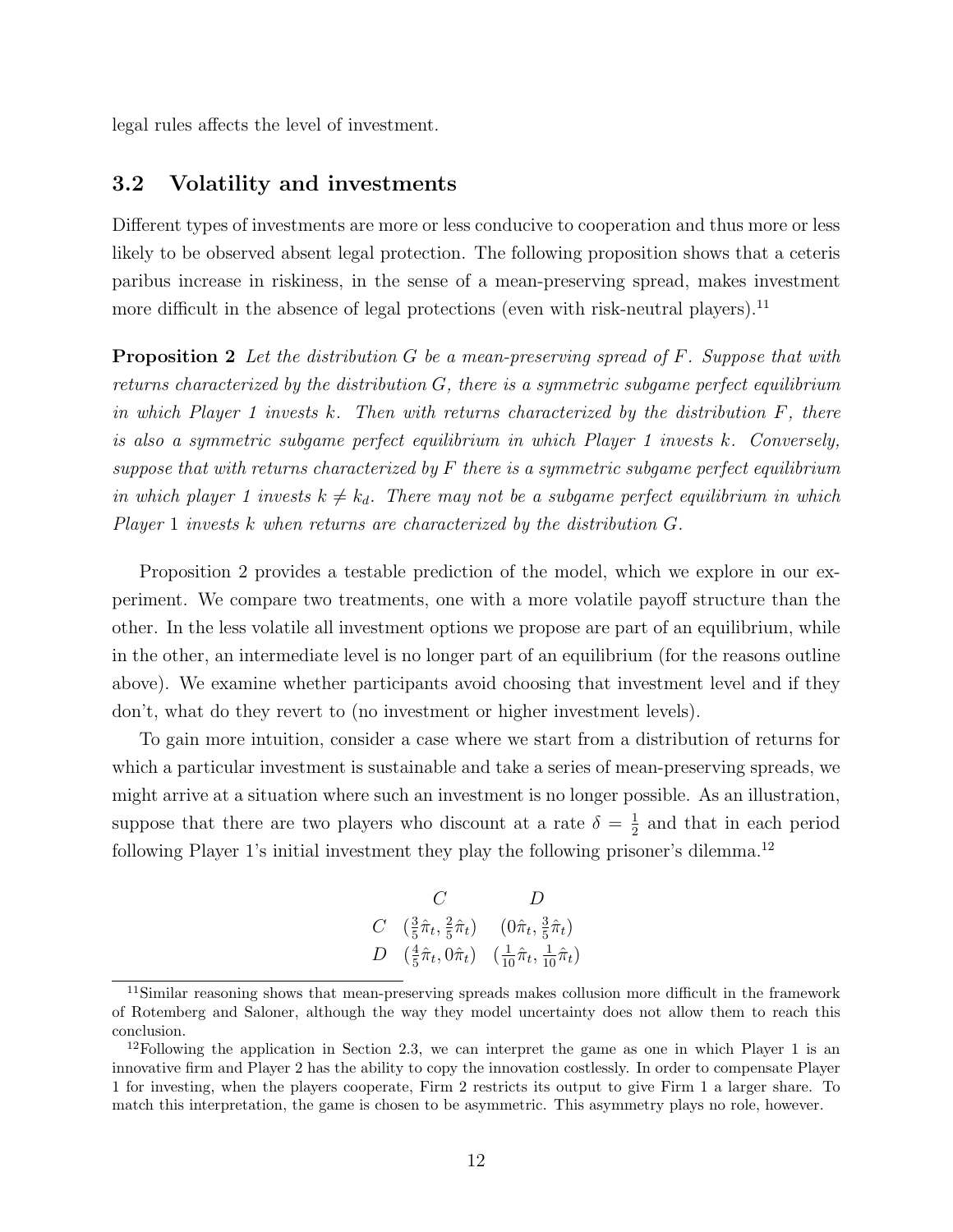legal rules affects the level of investment.

### 3.2 Volatility and investments

Different types of investments are more or less conducive to cooperation and thus more or less likely to be observed absent legal protection. The following proposition shows that a ceteris paribus increase in riskiness, in the sense of a mean-preserving spread, makes investment more difficult in the absence of legal protections (even with risk-neutral players).[11]

**Proposition 2** *Let the distribution $G$ be a mean-preserving spread of $F$. Suppose that with returns characterized by the distribution $G$, there is a symmetric subgame perfect equilibrium in which Player 1 invests $k$. Then with returns characterized by the distribution $F$, there is also a symmetric subgame perfect equilibrium in which Player 1 invests $k$. Conversely, suppose that with returns characterized by $F$ there is a symmetric subgame perfect equilibrium in which player 1 invests $k \neq k_d$. There may not be a subgame perfect equilibrium in which Player 1 invests $k$ when returns are characterized by the distribution $G$.*

Proposition 2 provides a testable prediction of the model, which we explore in our experiment. We compare two treatments, one with a more volatile payoff structure than the other. In the less volatile all investment options we propose are part of an equilibrium, while in the other, an intermediate level is no longer part of an equilibrium (for the reasons outline above). We examine whether participants avoid choosing that investment level and if they don't, what do they revert to (no investment or higher investment levels).

To gain more intuition, consider a case where we start from a distribution of returns for which a particular investment is sustainable and take a series of mean-preserving spreads, we might arrive at a situation where such an investment is no longer possible. As an illustration, suppose that there are two players who discount at a rate $\delta = \frac{1}{2}$ and that in each period following Player 1's initial investment they play the following prisoner's dilemma.[12]

| | $C$ | $D$ |
|---|---|---|
| $C$ | $(\frac{3}{5}\hat{\pi}_t, \frac{2}{5}\hat{\pi}_t)$ | $(0\hat{\pi}_t, \frac{3}{5}\hat{\pi}_t)$ |
| $D$ | $(\frac{4}{5}\hat{\pi}_t, 0\hat{\pi}_t)$ | $(\frac{1}{10}\hat{\pi}_t, \frac{1}{10}\hat{\pi}_t)$ |

[11] Similar reasoning shows that mean-preserving spreads makes collusion more difficult in the framework of Rotemberg and Saloner, although the way they model uncertainty does not allow them to reach this conclusion.

[12] Following the application in Section 2.3, we can interpret the game as one in which Player 1 is an innovative firm and Player 2 has the ability to copy the innovation costlessly. In order to compensate Player 1 for investing, when the players cooperate, Firm 2 restricts its output to give Firm 1 a larger share. To match this interpretation, the game is chosen to be asymmetric. This asymmetry plays no role, however.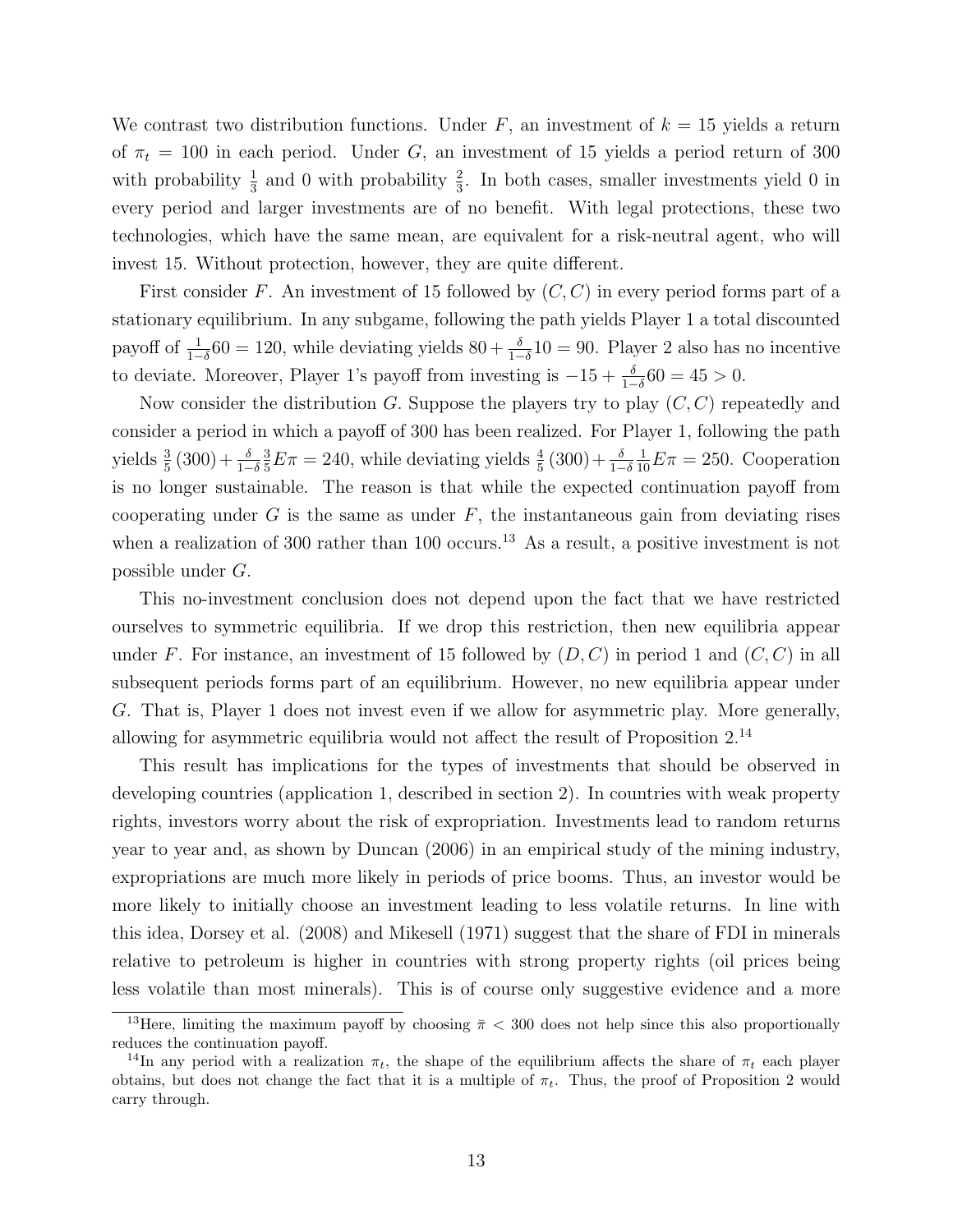We contrast two distribution functions. Under $F$, an investment of $k = 15$ yields a return of $\pi_t = 100$ in each period. Under $G$, an investment of 15 yields a period return of 300 with probability $\frac{1}{3}$ and 0 with probability $\frac{2}{3}$. In both cases, smaller investments yield 0 in every period and larger investments are of no benefit. With legal protections, these two technologies, which have the same mean, are equivalent for a risk-neutral agent, who will invest 15. Without protection, however, they are quite different.

First consider $F$. An investment of 15 followed by $(C, C)$ in every period forms part of a stationary equilibrium. In any subgame, following the path yields Player 1 a total discounted payoff of $\frac{1}{1-\delta}60 = 120$, while deviating yields $80 + \frac{\delta}{1-\delta}10 = 90$. Player 2 also has no incentive to deviate. Moreover, Player 1's payoff from investing is $-15 + \frac{\delta}{1-\delta}60 = 45 > 0$.

Now consider the distribution $G$. Suppose the players try to play $(C, C)$ repeatedly and consider a period in which a payoff of 300 has been realized. For Player 1, following the path yields $\frac{3}{5}(300) + \frac{\delta}{1-\delta}\frac{3}{5}E\pi = 240$, while deviating yields $\frac{4}{5}(300) + \frac{\delta}{1-\delta}\frac{1}{10}E\pi = 250$. Cooperation is no longer sustainable. The reason is that while the expected continuation payoff from cooperating under $G$ is the same as under $F$, the instantaneous gain from deviating rises when a realization of 300 rather than 100 occurs.[13] As a result, a positive investment is not possible under $G$.

This no-investment conclusion does not depend upon the fact that we have restricted ourselves to symmetric equilibria. If we drop this restriction, then new equilibria appear under $F$. For instance, an investment of 15 followed by $(D, C)$ in period 1 and $(C, C)$ in all subsequent periods forms part of an equilibrium. However, no new equilibria appear under $G$. That is, Player 1 does not invest even if we allow for asymmetric play. More generally, allowing for asymmetric equilibria would not affect the result of Proposition 2.[14]

This result has implications for the types of investments that should be observed in developing countries (application 1, described in section 2). In countries with weak property rights, investors worry about the risk of expropriation. Investments lead to random returns year to year and, as shown by Duncan (2006) in an empirical study of the mining industry, expropriations are much more likely in periods of price booms. Thus, an investor would be more likely to initially choose an investment leading to less volatile returns. In line with this idea, Dorsey et al. (2008) and Mikesell (1971) suggest that the share of FDI in minerals relative to petroleum is higher in countries with strong property rights (oil prices being less volatile than most minerals). This is of course only suggestive evidence and a more

[13]Here, limiting the maximum payoff by choosing $\bar{\pi} < 300$ does not help since this also proportionally reduces the continuation payoff.

[14]In any period with a realization $\pi_t$, the shape of the equilibrium affects the share of $\pi_t$ each player obtains, but does not change the fact that it is a multiple of $\pi_t$. Thus, the proof of Proposition 2 would carry through.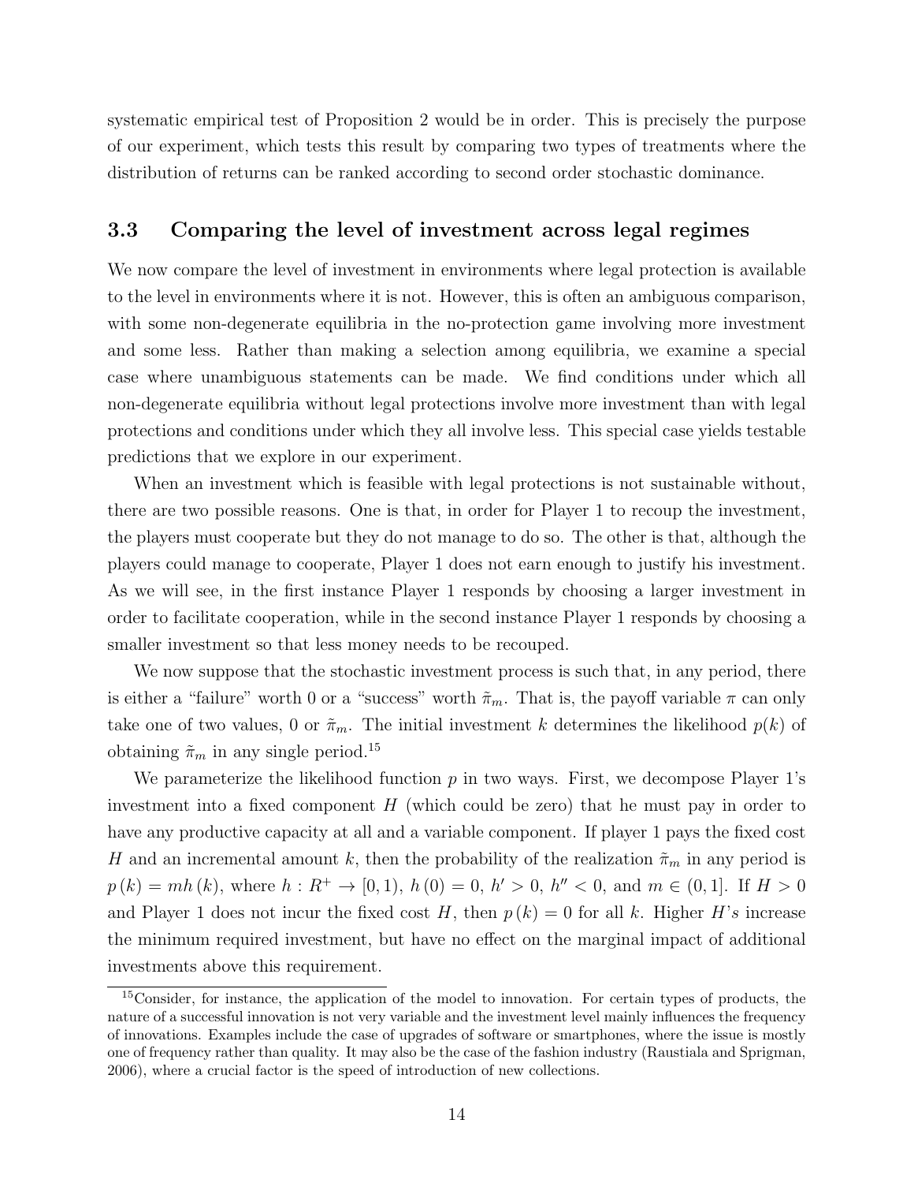systematic empirical test of Proposition 2 would be in order. This is precisely the purpose of our experiment, which tests this result by comparing two types of treatments where the distribution of returns can be ranked according to second order stochastic dominance.

### 3.3 Comparing the level of investment across legal regimes

We now compare the level of investment in environments where legal protection is available to the level in environments where it is not. However, this is often an ambiguous comparison, with some non-degenerate equilibria in the no-protection game involving more investment and some less. Rather than making a selection among equilibria, we examine a special case where unambiguous statements can be made. We find conditions under which all non-degenerate equilibria without legal protections involve more investment than with legal protections and conditions under which they all involve less. This special case yields testable predictions that we explore in our experiment.

When an investment which is feasible with legal protections is not sustainable without, there are two possible reasons. One is that, in order for Player 1 to recoup the investment, the players must cooperate but they do not manage to do so. The other is that, although the players could manage to cooperate, Player 1 does not earn enough to justify his investment. As we will see, in the first instance Player 1 responds by choosing a larger investment in order to facilitate cooperation, while in the second instance Player 1 responds by choosing a smaller investment so that less money needs to be recouped.

We now suppose that the stochastic investment process is such that, in any period, there is either a "failure" worth 0 or a "success" worth $\tilde{\pi}_m$. That is, the payoff variable $\pi$ can only take one of two values, 0 or $\tilde{\pi}_m$. The initial investment $k$ determines the likelihood $p(k)$ of obtaining $\tilde{\pi}_m$ in any single period.[15]

We parameterize the likelihood function $p$ in two ways. First, we decompose Player 1's investment into a fixed component $H$ (which could be zero) that he must pay in order to have any productive capacity at all and a variable component. If player 1 pays the fixed cost $H$ and an incremental amount $k$, then the probability of the realization $\tilde{\pi}_m$ in any period is $p(k) = mh(k)$, where $h : R^+ \to [0, 1)$, $h(0) = 0$, $h' > 0$, $h'' < 0$, and $m \in (0, 1]$. If $H > 0$ and Player 1 does not incur the fixed cost $H$, then $p(k) = 0$ for all $k$. Higher $H's$ increase the minimum required investment, but have no effect on the marginal impact of additional investments above this requirement.

[15] Consider, for instance, the application of the model to innovation. For certain types of products, the nature of a successful innovation is not very variable and the investment level mainly influences the frequency of innovations. Examples include the case of upgrades of software or smartphones, where the issue is mostly one of frequency rather than quality. It may also be the case of the fashion industry (Raustiala and Sprigman, 2006), where a crucial factor is the speed of introduction of new collections.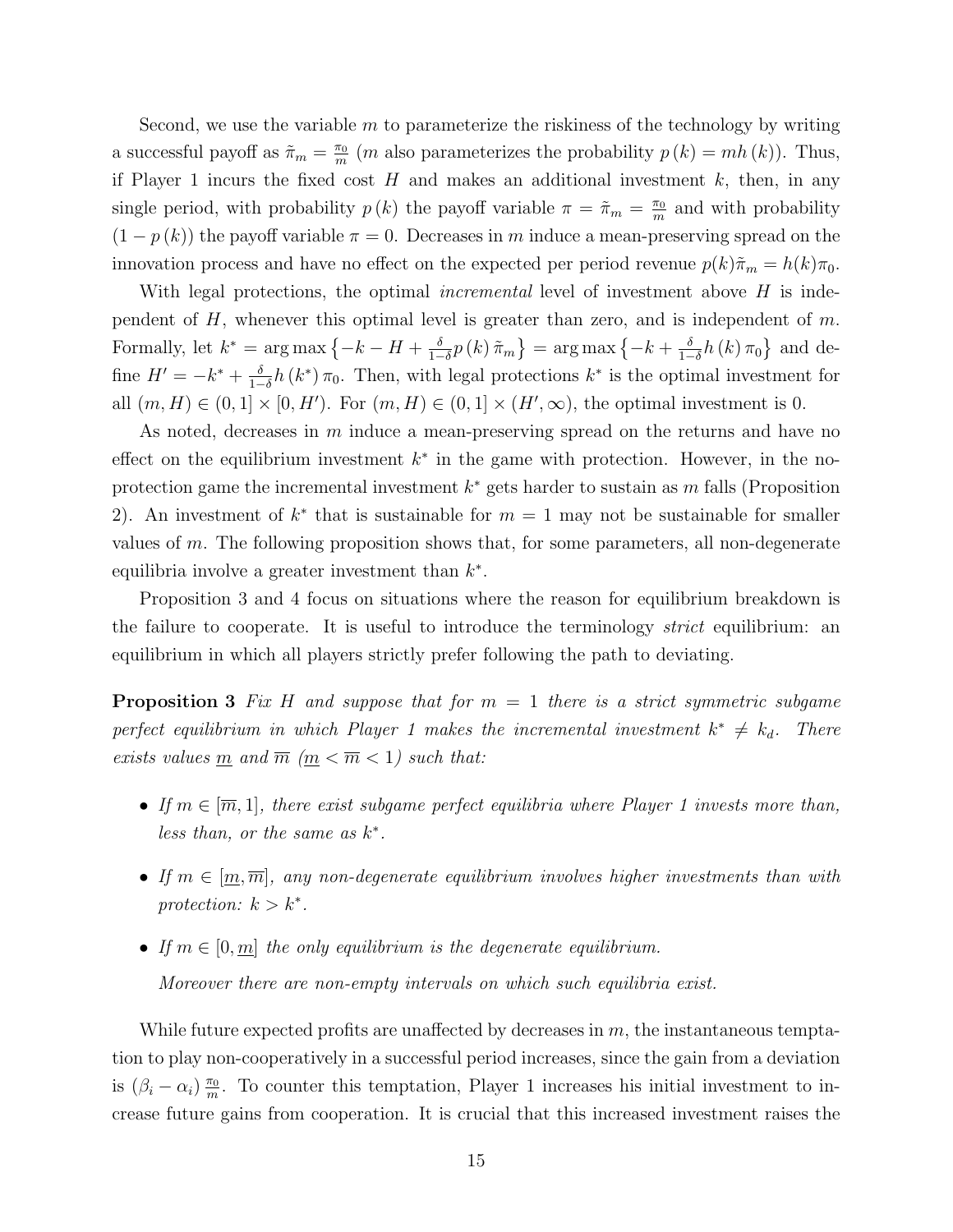Second, we use the variable $m$ to parameterize the riskiness of the technology by writing a successful payoff as $\tilde{\pi}_m = \frac{\pi_0}{m}$ ($m$ also parameterizes the probability $p(k) = mh(k)$). Thus, if Player 1 incurs the fixed cost $H$ and makes an additional investment $k$, then, in any single period, with probability $p(k)$ the payoff variable $\pi = \tilde{\pi}_m = \frac{\pi_0}{m}$ and with probability $(1 - p(k))$ the payoff variable $\pi = 0$. Decreases in $m$ induce a mean-preserving spread on the innovation process and have no effect on the expected per period revenue $p(k)\tilde{\pi}_m = h(k)\pi_0$.

With legal protections, the optimal *incremental* level of investment above $H$ is independent of $H$, whenever this optimal level is greater than zero, and is independent of $m$. Formally, let $k^* = \arg\max\left\{-k - H + \frac{\delta}{1-\delta} p(k)\tilde{\pi}_m\right\} = \arg\max\left\{-k + \frac{\delta}{1-\delta} h(k)\pi_0\right\}$ and define $H' = -k^* + \frac{\delta}{1-\delta} h(k^*)\pi_0$. Then, with legal protections $k^*$ is the optimal investment for all $(m, H) \in (0, 1] \times [0, H')$. For $(m, H) \in (0, 1] \times (H', \infty)$, the optimal investment is 0.

As noted, decreases in $m$ induce a mean-preserving spread on the returns and have no effect on the equilibrium investment $k^*$ in the game with protection. However, in the no-protection game the incremental investment $k^*$ gets harder to sustain as $m$ falls (Proposition 2). An investment of $k^*$ that is sustainable for $m = 1$ may not be sustainable for smaller values of $m$. The following proposition shows that, for some parameters, all non-degenerate equilibria involve a greater investment than $k^*$.

Proposition 3 and 4 focus on situations where the reason for equilibrium breakdown is the failure to cooperate. It is useful to introduce the terminology *strict* equilibrium: an equilibrium in which all players strictly prefer following the path to deviating.

**Proposition 3** *Fix $H$ and suppose that for $m = 1$ there is a strict symmetric subgame perfect equilibrium in which Player 1 makes the incremental investment $k^* \neq k_d$. There exists values $\underline{m}$ and $\overline{m}$ ($\underline{m} < \overline{m} < 1$) such that:*

- *If $m \in [\overline{m}, 1]$, there exist subgame perfect equilibria where Player 1 invests more than, less than, or the same as $k^*$.*
- *If $m \in [\underline{m}, \overline{m}]$, any non-degenerate equilibrium involves higher investments than with protection: $k > k^*$.*
- *If $m \in [0, \underline{m}]$ the only equilibrium is the degenerate equilibrium.*

  *Moreover there are non-empty intervals on which such equilibria exist.*

While future expected profits are unaffected by decreases in $m$, the instantaneous temptation to play non-cooperatively in a successful period increases, since the gain from a deviation is $(\beta_i - \alpha_i)\frac{\pi_0}{m}$. To counter this temptation, Player 1 increases his initial investment to increase future gains from cooperation. It is crucial that this increased investment raises the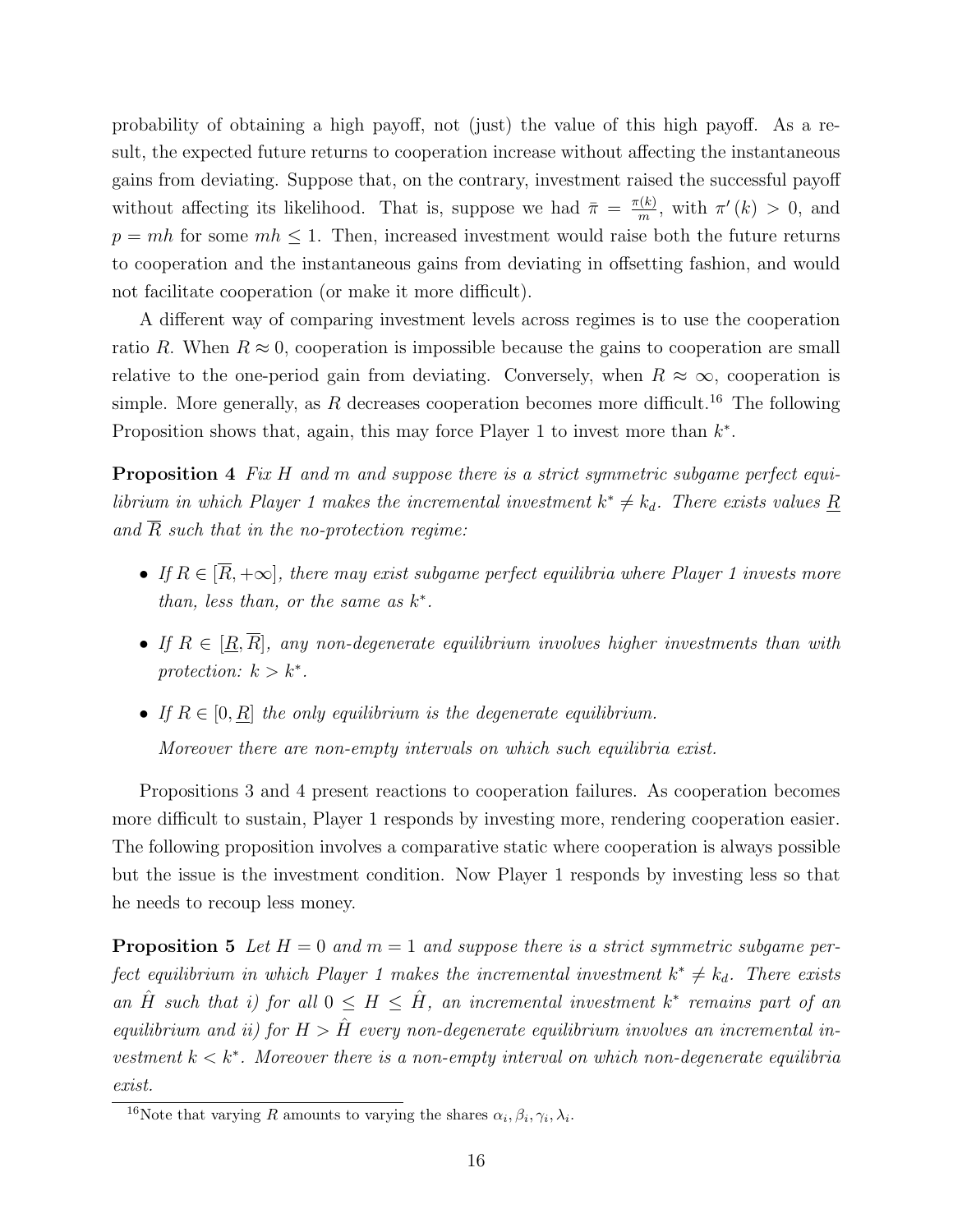probability of obtaining a high payoff, not (just) the value of this high payoff. As a result, the expected future returns to cooperation increase without affecting the instantaneous gains from deviating. Suppose that, on the contrary, investment raised the successful payoff without affecting its likelihood. That is, suppose we had $\bar{\pi} = \frac{\pi(k)}{m}$, with $\pi'(k) > 0$, and $p = mh$ for some $mh \leq 1$. Then, increased investment would raise both the future returns to cooperation and the instantaneous gains from deviating in offsetting fashion, and would not facilitate cooperation (or make it more difficult).

A different way of comparing investment levels across regimes is to use the cooperation ratio $R$. When $R \approx 0$, cooperation is impossible because the gains to cooperation are small relative to the one-period gain from deviating. Conversely, when $R \approx \infty$, cooperation is simple. More generally, as $R$ decreases cooperation becomes more difficult.[16] The following Proposition shows that, again, this may force Player 1 to invest more than $k^*$.

**Proposition 4** *Fix $H$ and $m$ and suppose there is a strict symmetric subgame perfect equilibrium in which Player 1 makes the incremental investment $k^* \neq k_d$. There exists values $\underline{R}$ and $\overline{R}$ such that in the no-protection regime:*

- *If $R \in [\overline{R}, +\infty]$, there may exist subgame perfect equilibria where Player 1 invests more than, less than, or the same as $k^*$.*
- *If $R \in [\underline{R}, \overline{R}]$, any non-degenerate equilibrium involves higher investments than with protection: $k > k^*$.*
- *If $R \in [0, \underline{R}]$ the only equilibrium is the degenerate equilibrium.*

  *Moreover there are non-empty intervals on which such equilibria exist.*

Propositions 3 and 4 present reactions to cooperation failures. As cooperation becomes more difficult to sustain, Player 1 responds by investing more, rendering cooperation easier. The following proposition involves a comparative static where cooperation is always possible but the issue is the investment condition. Now Player 1 responds by investing less so that he needs to recoup less money.

**Proposition 5** *Let $H = 0$ and $m = 1$ and suppose there is a strict symmetric subgame perfect equilibrium in which Player 1 makes the incremental investment $k^* \neq k_d$. There exists an $\hat{H}$ such that i) for all $0 \leq H \leq \hat{H}$, an incremental investment $k^*$ remains part of an equilibrium and ii) for $H > \hat{H}$ every non-degenerate equilibrium involves an incremental investment $k < k^*$. Moreover there is a non-empty interval on which non-degenerate equilibria exist.*

[16]Note that varying $R$ amounts to varying the shares $\alpha_i, \beta_i, \gamma_i, \lambda_i$.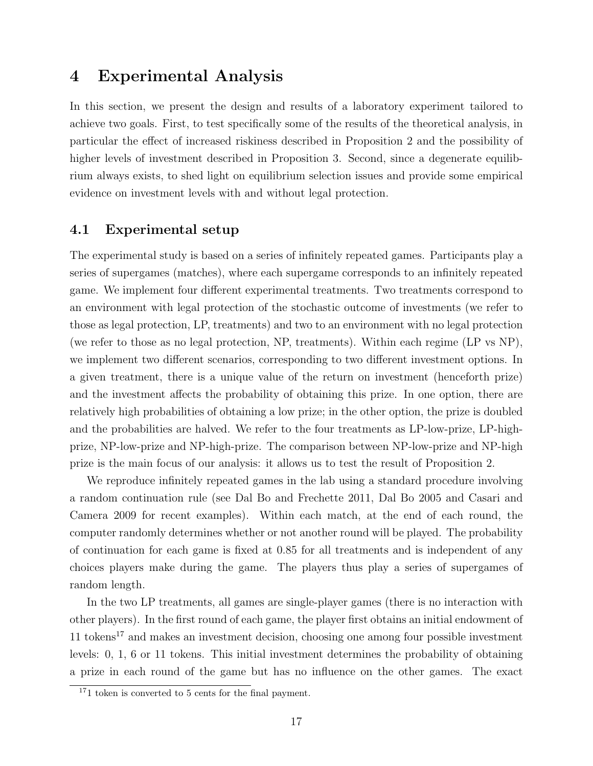# 4 Experimental Analysis

In this section, we present the design and results of a laboratory experiment tailored to achieve two goals. First, to test specifically some of the results of the theoretical analysis, in particular the effect of increased riskiness described in Proposition 2 and the possibility of higher levels of investment described in Proposition 3. Second, since a degenerate equilibrium always exists, to shed light on equilibrium selection issues and provide some empirical evidence on investment levels with and without legal protection.

## 4.1 Experimental setup

The experimental study is based on a series of infinitely repeated games. Participants play a series of supergames (matches), where each supergame corresponds to an infinitely repeated game. We implement four different experimental treatments. Two treatments correspond to an environment with legal protection of the stochastic outcome of investments (we refer to those as legal protection, LP, treatments) and two to an environment with no legal protection (we refer to those as no legal protection, NP, treatments). Within each regime (LP vs NP), we implement two different scenarios, corresponding to two different investment options. In a given treatment, there is a unique value of the return on investment (henceforth prize) and the investment affects the probability of obtaining this prize. In one option, there are relatively high probabilities of obtaining a low prize; in the other option, the prize is doubled and the probabilities are halved. We refer to the four treatments as LP-low-prize, LP-high-prize, NP-low-prize and NP-high-prize. The comparison between NP-low-prize and NP-high prize is the main focus of our analysis: it allows us to test the result of Proposition 2.

We reproduce infinitely repeated games in the lab using a standard procedure involving a random continuation rule (see Dal Bo and Frechette 2011, Dal Bo 2005 and Casari and Camera 2009 for recent examples). Within each match, at the end of each round, the computer randomly determines whether or not another round will be played. The probability of continuation for each game is fixed at 0.85 for all treatments and is independent of any choices players make during the game. The players thus play a series of supergames of random length.

In the two LP treatments, all games are single-player games (there is no interaction with other players). In the first round of each game, the player first obtains an initial endowment of 11 tokens[17] and makes an investment decision, choosing one among four possible investment levels: 0, 1, 6 or 11 tokens. This initial investment determines the probability of obtaining a prize in each round of the game but has no influence on the other games. The exact

[17] 1 token is converted to 5 cents for the final payment.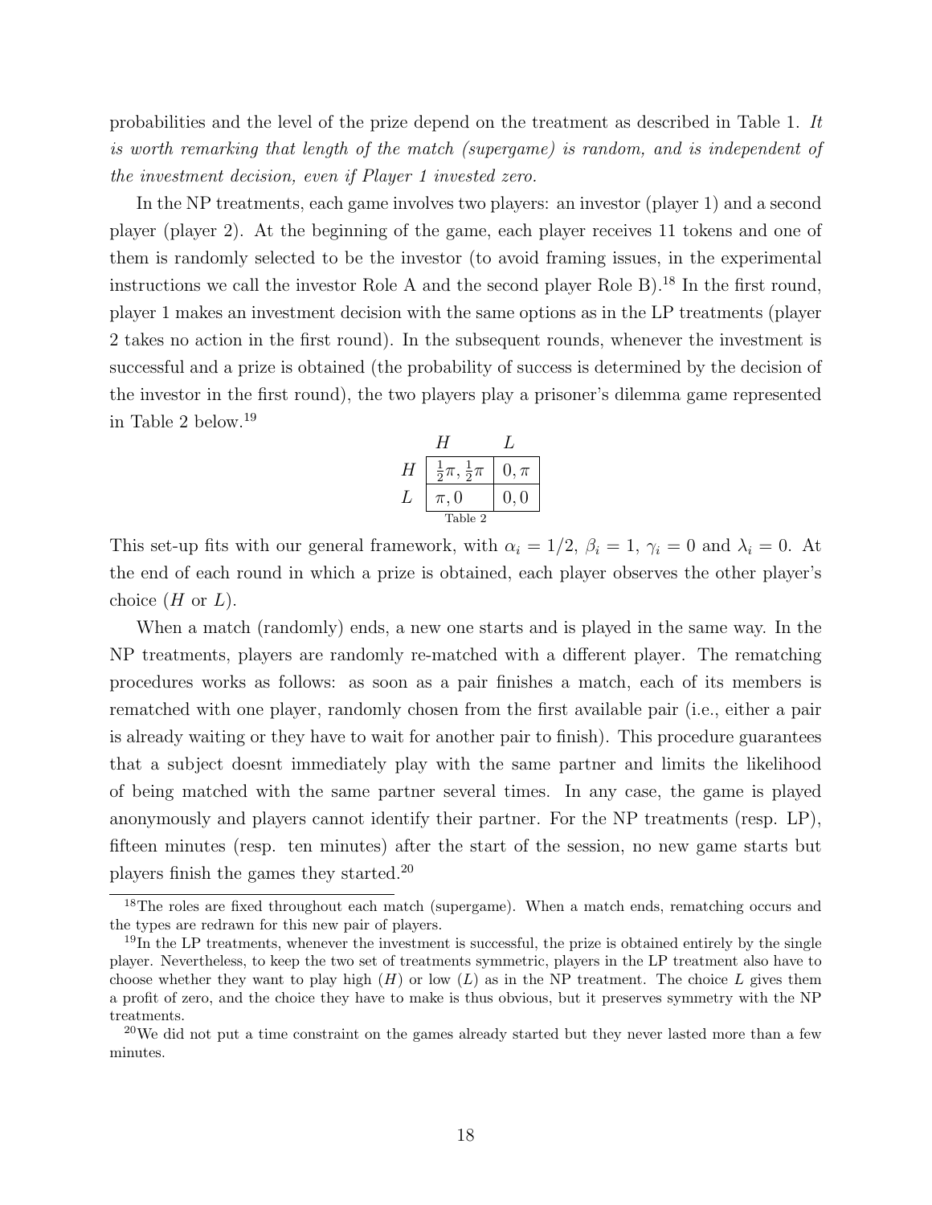probabilities and the level of the prize depend on the treatment as described in Table 1. *It is worth remarking that length of the match (supergame) is random, and is independent of the investment decision, even if Player 1 invested zero.*

In the NP treatments, each game involves two players: an investor (player 1) and a second player (player 2). At the beginning of the game, each player receives 11 tokens and one of them is randomly selected to be the investor (to avoid framing issues, in the experimental instructions we call the investor Role A and the second player Role B).[18] In the first round, player 1 makes an investment decision with the same options as in the LP treatments (player 2 takes no action in the first round). In the subsequent rounds, whenever the investment is successful and a prize is obtained (the probability of success is determined by the decision of the investor in the first round), the two players play a prisoner's dilemma game represented in Table 2 below.[19]

| | $H$ | $L$ |
|---|---|---|
| $H$ | $\frac{1}{2}\pi, \frac{1}{2}\pi$ | $0, \pi$ |
| $L$ | $\pi, 0$ | $0, 0$ |

Table 2

This set-up fits with our general framework, with $\alpha_i = 1/2$, $\beta_i = 1$, $\gamma_i = 0$ and $\lambda_i = 0$. At the end of each round in which a prize is obtained, each player observes the other player's choice ($H$ or $L$).

When a match (randomly) ends, a new one starts and is played in the same way. In the NP treatments, players are randomly re-matched with a different player. The rematching procedures works as follows: as soon as a pair finishes a match, each of its members is rematched with one player, randomly chosen from the first available pair (i.e., either a pair is already waiting or they have to wait for another pair to finish). This procedure guarantees that a subject doesnt immediately play with the same partner and limits the likelihood of being matched with the same partner several times. In any case, the game is played anonymously and players cannot identify their partner. For the NP treatments (resp. LP), fifteen minutes (resp. ten minutes) after the start of the session, no new game starts but players finish the games they started.[20]

[18]The roles are fixed throughout each match (supergame). When a match ends, rematching occurs and the types are redrawn for this new pair of players.

[19]In the LP treatments, whenever the investment is successful, the prize is obtained entirely by the single player. Nevertheless, to keep the two set of treatments symmetric, players in the LP treatment also have to choose whether they want to play high ($H$) or low ($L$) as in the NP treatment. The choice $L$ gives them a profit of zero, and the choice they have to make is thus obvious, but it preserves symmetry with the NP treatments.

[20]We did not put a time constraint on the games already started but they never lasted more than a few minutes.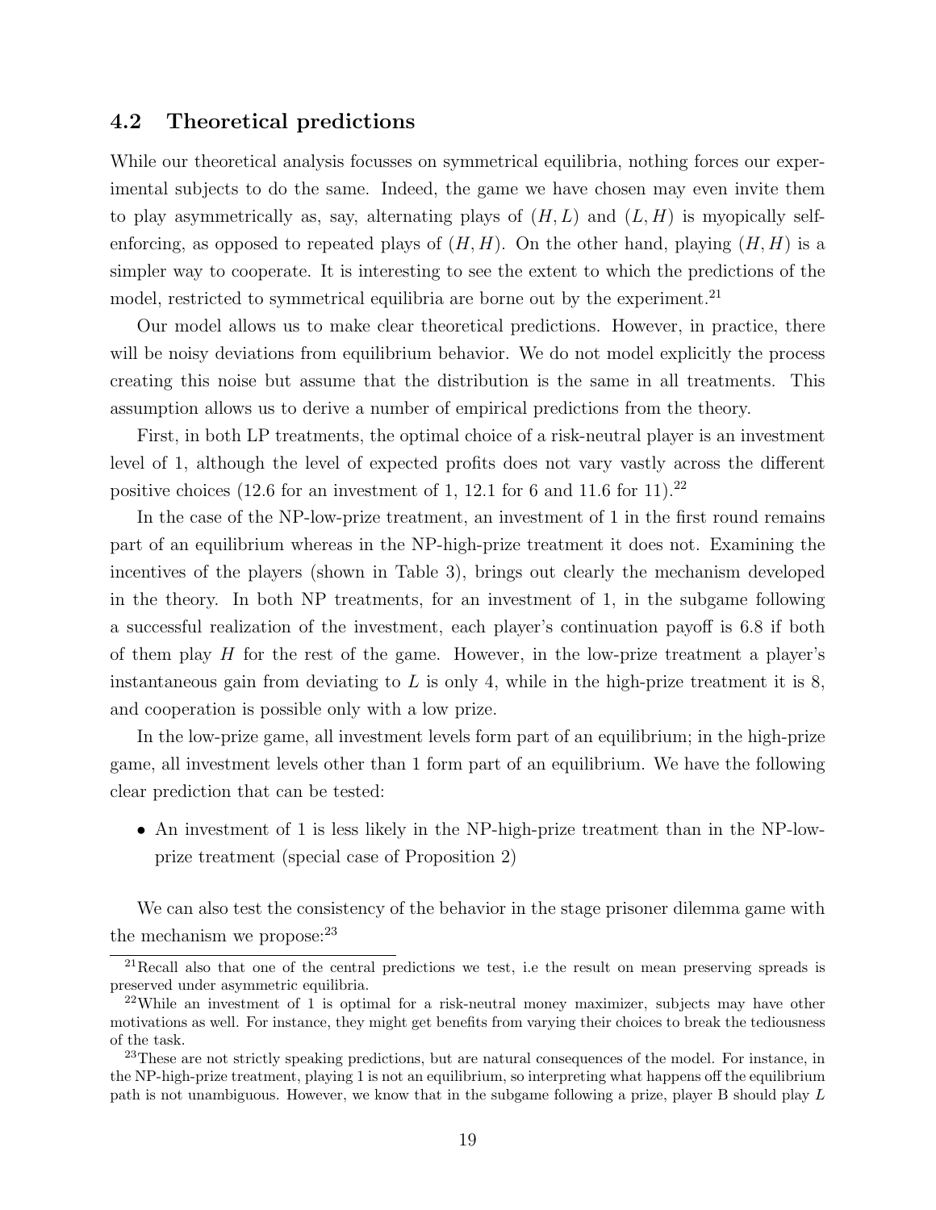### 4.2 Theoretical predictions

While our theoretical analysis focusses on symmetrical equilibria, nothing forces our experimental subjects to do the same. Indeed, the game we have chosen may even invite them to play asymmetrically as, say, alternating plays of $(H, L)$ and $(L, H)$ is myopically self-enforcing, as opposed to repeated plays of $(H, H)$. On the other hand, playing $(H, H)$ is a simpler way to cooperate. It is interesting to see the extent to which the predictions of the model, restricted to symmetrical equilibria are borne out by the experiment.[21]

Our model allows us to make clear theoretical predictions. However, in practice, there will be noisy deviations from equilibrium behavior. We do not model explicitly the process creating this noise but assume that the distribution is the same in all treatments. This assumption allows us to derive a number of empirical predictions from the theory.

First, in both LP treatments, the optimal choice of a risk-neutral player is an investment level of 1, although the level of expected profits does not vary vastly across the different positive choices (12.6 for an investment of 1, 12.1 for 6 and 11.6 for 11).[22]

In the case of the NP-low-prize treatment, an investment of 1 in the first round remains part of an equilibrium whereas in the NP-high-prize treatment it does not. Examining the incentives of the players (shown in Table 3), brings out clearly the mechanism developed in the theory. In both NP treatments, for an investment of 1, in the subgame following a successful realization of the investment, each player's continuation payoff is 6.8 if both of them play $H$ for the rest of the game. However, in the low-prize treatment a player's instantaneous gain from deviating to $L$ is only 4, while in the high-prize treatment it is 8, and cooperation is possible only with a low prize.

In the low-prize game, all investment levels form part of an equilibrium; in the high-prize game, all investment levels other than 1 form part of an equilibrium. We have the following clear prediction that can be tested:

- An investment of 1 is less likely in the NP-high-prize treatment than in the NP-low-prize treatment (special case of Proposition 2)

We can also test the consistency of the behavior in the stage prisoner dilemma game with the mechanism we propose:[23]

[21] Recall also that one of the central predictions we test, i.e the result on mean preserving spreads is preserved under asymmetric equilibria.

[22] While an investment of 1 is optimal for a risk-neutral money maximizer, subjects may have other motivations as well. For instance, they might get benefits from varying their choices to break the tediousness of the task.

[23] These are not strictly speaking predictions, but are natural consequences of the model. For instance, in the NP-high-prize treatment, playing 1 is not an equilibrium, so interpreting what happens off the equilibrium path is not unambiguous. However, we know that in the subgame following a prize, player B should play $L$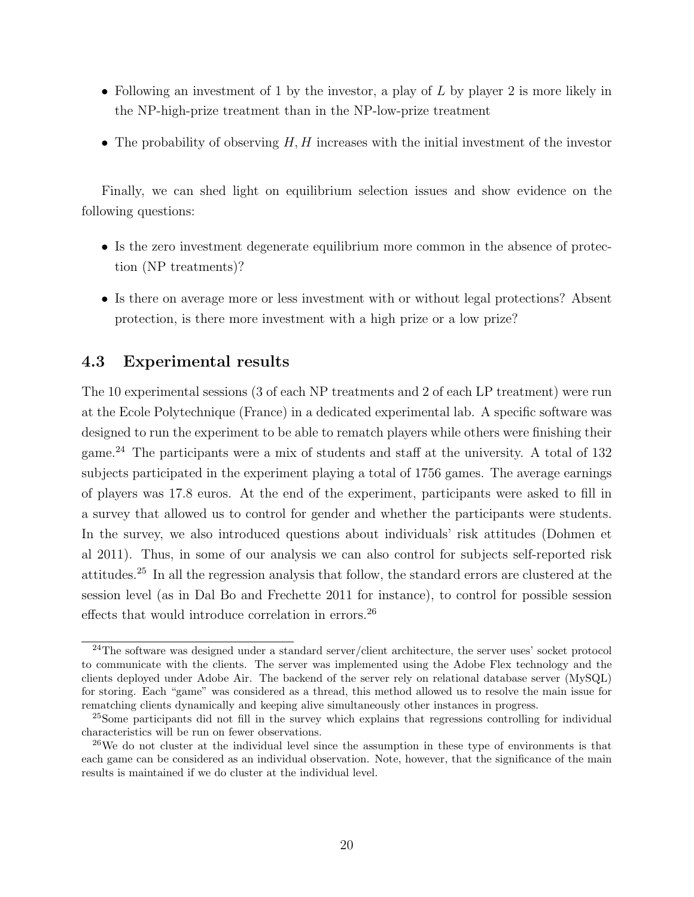- Following an investment of 1 by the investor, a play of $L$ by player 2 is more likely in the NP-high-prize treatment than in the NP-low-prize treatment
- The probability of observing $H, H$ increases with the initial investment of the investor

Finally, we can shed light on equilibrium selection issues and show evidence on the following questions:

- Is the zero investment degenerate equilibrium more common in the absence of protection (NP treatments)?
- Is there on average more or less investment with or without legal protections? Absent protection, is there more investment with a high prize or a low prize?

### 4.3 Experimental results

The 10 experimental sessions (3 of each NP treatments and 2 of each LP treatment) were run at the Ecole Polytechnique (France) in a dedicated experimental lab. A specific software was designed to run the experiment to be able to rematch players while others were finishing their game.[24] The participants were a mix of students and staff at the university. A total of 132 subjects participated in the experiment playing a total of 1756 games. The average earnings of players was 17.8 euros. At the end of the experiment, participants were asked to fill in a survey that allowed us to control for gender and whether the participants were students. In the survey, we also introduced questions about individuals' risk attitudes (Dohmen et al 2011). Thus, in some of our analysis we can also control for subjects self-reported risk attitudes.[25] In all the regression analysis that follow, the standard errors are clustered at the session level (as in Dal Bo and Frechette 2011 for instance), to control for possible session effects that would introduce correlation in errors.[26]

[24] The software was designed under a standard server/client architecture, the server uses' socket protocol to communicate with the clients. The server was implemented using the Adobe Flex technology and the clients deployed under Adobe Air. The backend of the server rely on relational database server (MySQL) for storing. Each "game" was considered as a thread, this method allowed us to resolve the main issue for rematching clients dynamically and keeping alive simultaneously other instances in progress.

[25] Some participants did not fill in the survey which explains that regressions controlling for individual characteristics will be run on fewer observations.

[26] We do not cluster at the individual level since the assumption in these type of environments is that each game can be considered as an individual observation. Note, however, that the significance of the main results is maintained if we do cluster at the individual level.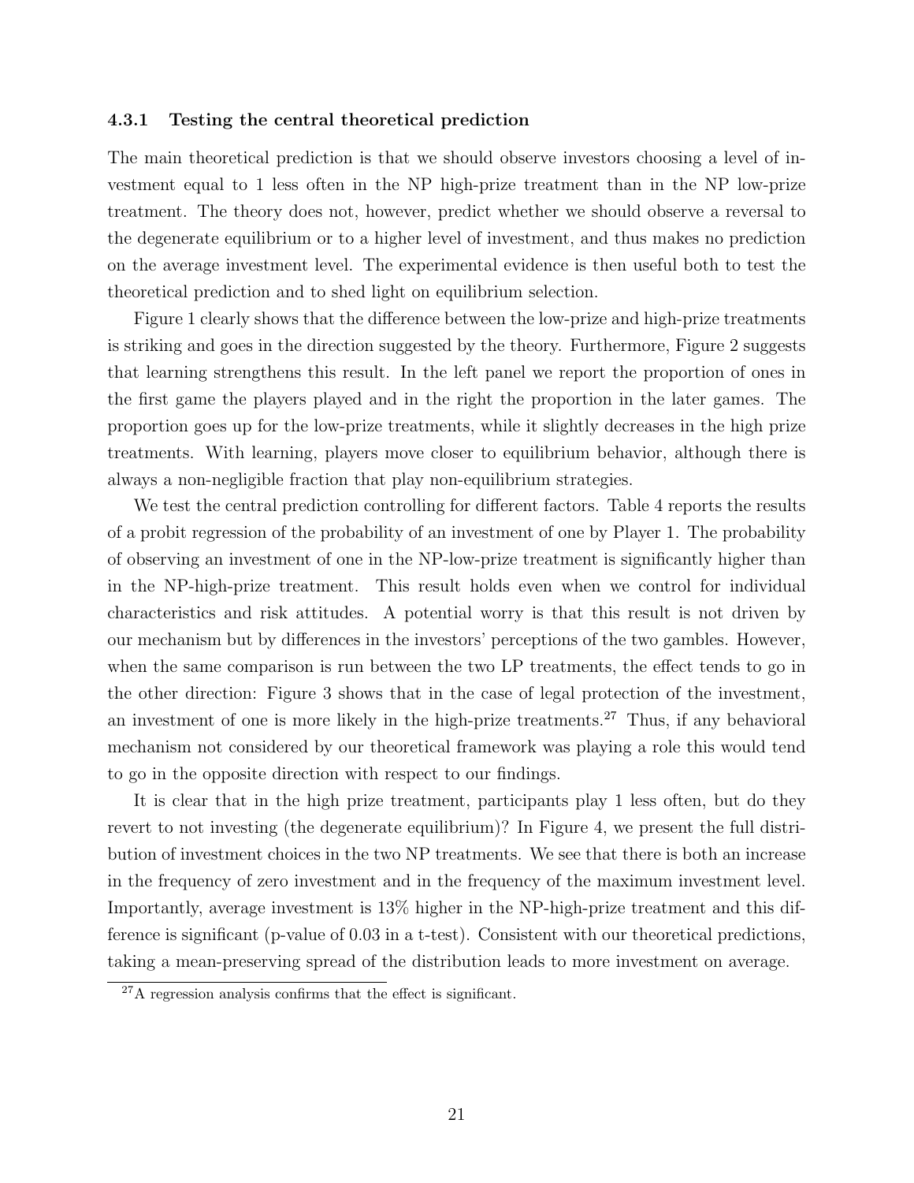#### 4.3.1 Testing the central theoretical prediction

The main theoretical prediction is that we should observe investors choosing a level of investment equal to 1 less often in the NP high-prize treatment than in the NP low-prize treatment. The theory does not, however, predict whether we should observe a reversal to the degenerate equilibrium or to a higher level of investment, and thus makes no prediction on the average investment level. The experimental evidence is then useful both to test the theoretical prediction and to shed light on equilibrium selection.

Figure 1 clearly shows that the difference between the low-prize and high-prize treatments is striking and goes in the direction suggested by the theory. Furthermore, Figure 2 suggests that learning strengthens this result. In the left panel we report the proportion of ones in the first game the players played and in the right the proportion in the later games. The proportion goes up for the low-prize treatments, while it slightly decreases in the high prize treatments. With learning, players move closer to equilibrium behavior, although there is always a non-negligible fraction that play non-equilibrium strategies.

We test the central prediction controlling for different factors. Table 4 reports the results of a probit regression of the probability of an investment of one by Player 1. The probability of observing an investment of one in the NP-low-prize treatment is significantly higher than in the NP-high-prize treatment. This result holds even when we control for individual characteristics and risk attitudes. A potential worry is that this result is not driven by our mechanism but by differences in the investors' perceptions of the two gambles. However, when the same comparison is run between the two LP treatments, the effect tends to go in the other direction: Figure 3 shows that in the case of legal protection of the investment, an investment of one is more likely in the high-prize treatments.[27] Thus, if any behavioral mechanism not considered by our theoretical framework was playing a role this would tend to go in the opposite direction with respect to our findings.

It is clear that in the high prize treatment, participants play 1 less often, but do they revert to not investing (the degenerate equilibrium)? In Figure 4, we present the full distribution of investment choices in the two NP treatments. We see that there is both an increase in the frequency of zero investment and in the frequency of the maximum investment level. Importantly, average investment is 13% higher in the NP-high-prize treatment and this difference is significant (p-value of 0.03 in a t-test). Consistent with our theoretical predictions, taking a mean-preserving spread of the distribution leads to more investment on average.

[27] A regression analysis confirms that the effect is significant.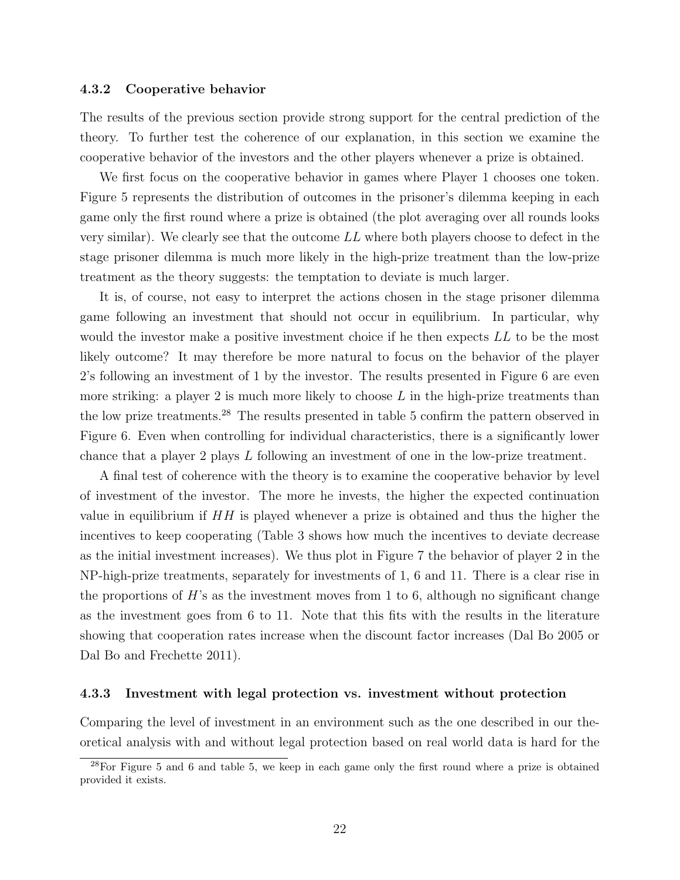### 4.3.2 Cooperative behavior

The results of the previous section provide strong support for the central prediction of the theory. To further test the coherence of our explanation, in this section we examine the cooperative behavior of the investors and the other players whenever a prize is obtained.

We first focus on the cooperative behavior in games where Player 1 chooses one token. Figure 5 represents the distribution of outcomes in the prisoner's dilemma keeping in each game only the first round where a prize is obtained (the plot averaging over all rounds looks very similar). We clearly see that the outcome $LL$ where both players choose to defect in the stage prisoner dilemma is much more likely in the high-prize treatment than the low-prize treatment as the theory suggests: the temptation to deviate is much larger.

It is, of course, not easy to interpret the actions chosen in the stage prisoner dilemma game following an investment that should not occur in equilibrium. In particular, why would the investor make a positive investment choice if he then expects $LL$ to be the most likely outcome? It may therefore be more natural to focus on the behavior of the player 2's following an investment of 1 by the investor. The results presented in Figure 6 are even more striking: a player 2 is much more likely to choose $L$ in the high-prize treatments than the low prize treatments.[28] The results presented in table 5 confirm the pattern observed in Figure 6. Even when controlling for individual characteristics, there is a significantly lower chance that a player 2 plays $L$ following an investment of one in the low-prize treatment.

A final test of coherence with the theory is to examine the cooperative behavior by level of investment of the investor. The more he invests, the higher the expected continuation value in equilibrium if $HH$ is played whenever a prize is obtained and thus the higher the incentives to keep cooperating (Table 3 shows how much the incentives to deviate decrease as the initial investment increases). We thus plot in Figure 7 the behavior of player 2 in the NP-high-prize treatments, separately for investments of 1, 6 and 11. There is a clear rise in the proportions of $H$'s as the investment moves from 1 to 6, although no significant change as the investment goes from 6 to 11. Note that this fits with the results in the literature showing that cooperation rates increase when the discount factor increases (Dal Bo 2005 or Dal Bo and Frechette 2011).

### 4.3.3 Investment with legal protection vs. investment without protection

Comparing the level of investment in an environment such as the one described in our theoretical analysis with and without legal protection based on real world data is hard for the

[28] For Figure 5 and 6 and table 5, we keep in each game only the first round where a prize is obtained provided it exists.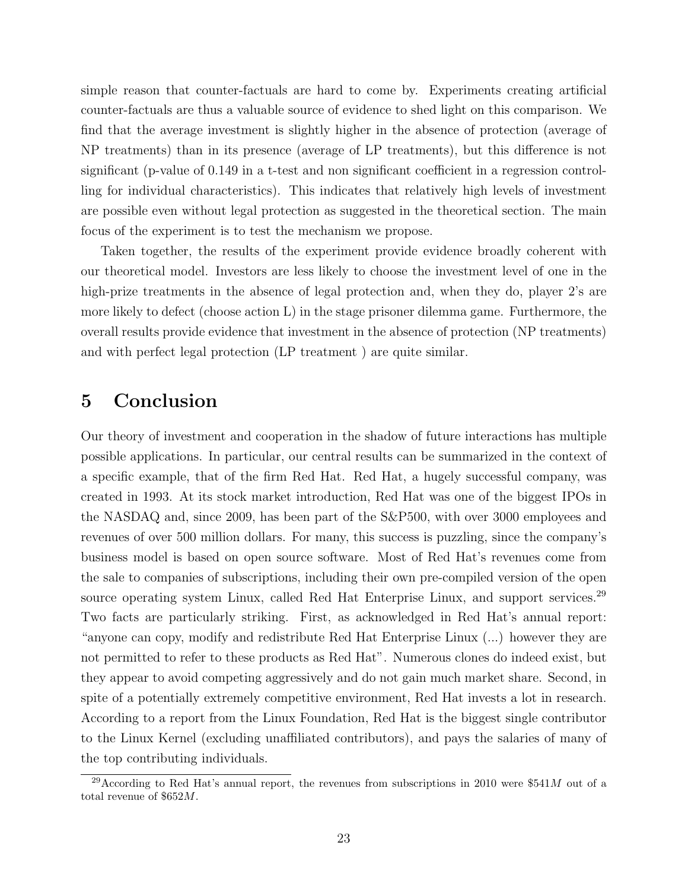simple reason that counter-factuals are hard to come by. Experiments creating artificial counter-factuals are thus a valuable source of evidence to shed light on this comparison. We find that the average investment is slightly higher in the absence of protection (average of NP treatments) than in its presence (average of LP treatments), but this difference is not significant (p-value of 0.149 in a t-test and non significant coefficient in a regression controlling for individual characteristics). This indicates that relatively high levels of investment are possible even without legal protection as suggested in the theoretical section. The main focus of the experiment is to test the mechanism we propose.

Taken together, the results of the experiment provide evidence broadly coherent with our theoretical model. Investors are less likely to choose the investment level of one in the high-prize treatments in the absence of legal protection and, when they do, player 2's are more likely to defect (choose action L) in the stage prisoner dilemma game. Furthermore, the overall results provide evidence that investment in the absence of protection (NP treatments) and with perfect legal protection (LP treatment ) are quite similar.

# 5 Conclusion

Our theory of investment and cooperation in the shadow of future interactions has multiple possible applications. In particular, our central results can be summarized in the context of a specific example, that of the firm Red Hat. Red Hat, a hugely successful company, was created in 1993. At its stock market introduction, Red Hat was one of the biggest IPOs in the NASDAQ and, since 2009, has been part of the S&P500, with over 3000 employees and revenues of over 500 million dollars. For many, this success is puzzling, since the company's business model is based on open source software. Most of Red Hat's revenues come from the sale to companies of subscriptions, including their own pre-compiled version of the open source operating system Linux, called Red Hat Enterprise Linux, and support services.[29] Two facts are particularly striking. First, as acknowledged in Red Hat's annual report: "anyone can copy, modify and redistribute Red Hat Enterprise Linux (...) however they are not permitted to refer to these products as Red Hat". Numerous clones do indeed exist, but they appear to avoid competing aggressively and do not gain much market share. Second, in spite of a potentially extremely competitive environment, Red Hat invests a lot in research. According to a report from the Linux Foundation, Red Hat is the biggest single contributor to the Linux Kernel (excluding unaffiliated contributors), and pays the salaries of many of the top contributing individuals.

[29] According to Red Hat's annual report, the revenues from subscriptions in 2010 were $\$541M$ out of a total revenue of $\$652M$.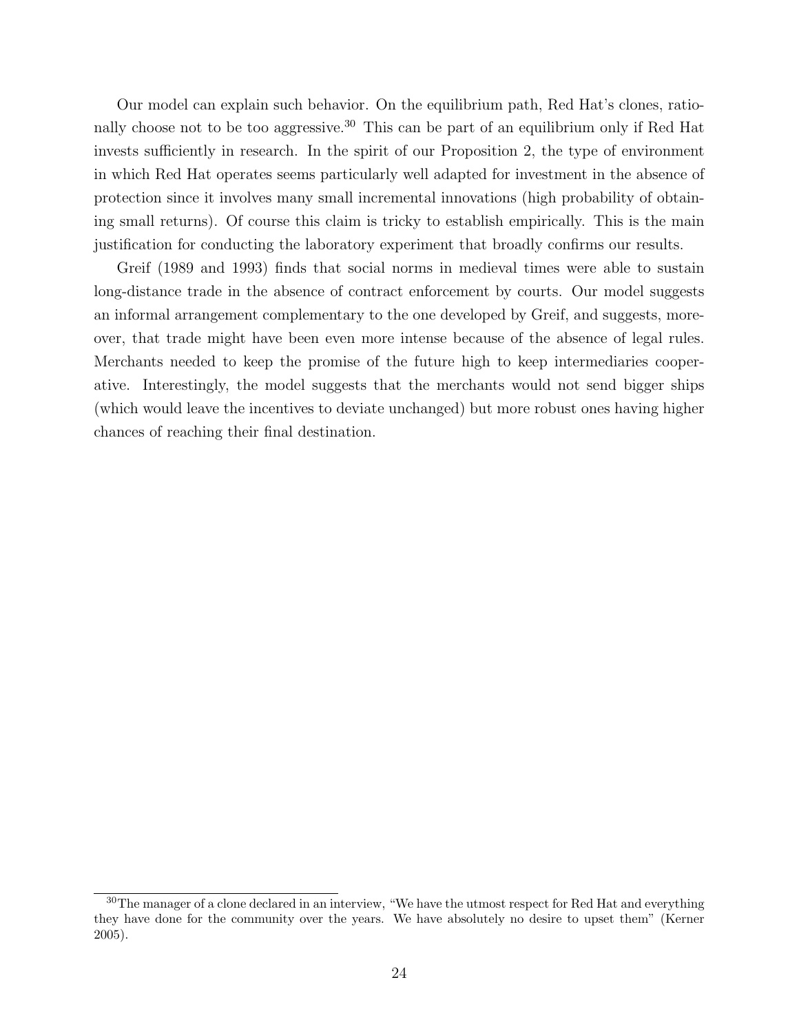Our model can explain such behavior. On the equilibrium path, Red Hat's clones, rationally choose not to be too aggressive.[30] This can be part of an equilibrium only if Red Hat invests sufficiently in research. In the spirit of our Proposition 2, the type of environment in which Red Hat operates seems particularly well adapted for investment in the absence of protection since it involves many small incremental innovations (high probability of obtaining small returns). Of course this claim is tricky to establish empirically. This is the main justification for conducting the laboratory experiment that broadly confirms our results.

Greif (1989 and 1993) finds that social norms in medieval times were able to sustain long-distance trade in the absence of contract enforcement by courts. Our model suggests an informal arrangement complementary to the one developed by Greif, and suggests, moreover, that trade might have been even more intense because of the absence of legal rules. Merchants needed to keep the promise of the future high to keep intermediaries cooperative. Interestingly, the model suggests that the merchants would not send bigger ships (which would leave the incentives to deviate unchanged) but more robust ones having higher chances of reaching their final destination.

[30] The manager of a clone declared in an interview, "We have the utmost respect for Red Hat and everything they have done for the community over the years. We have absolutely no desire to upset them" (Kerner 2005).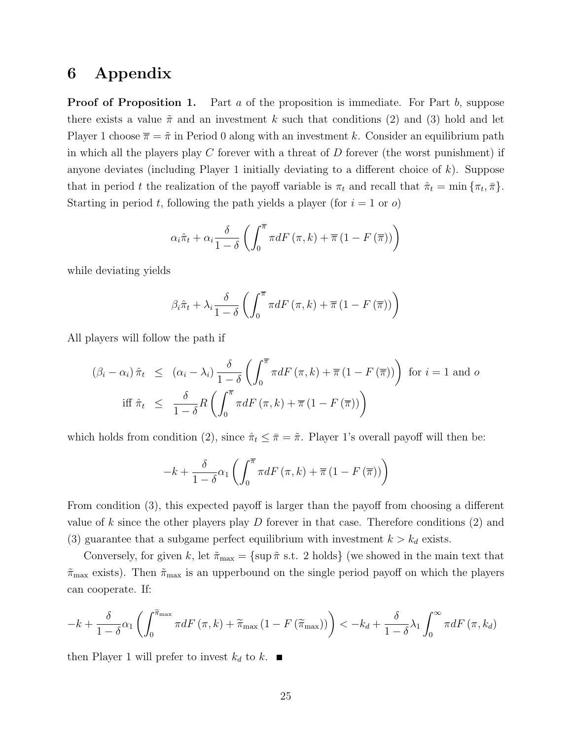# 6 Appendix

**Proof of Proposition 1.** Part *a* of the proposition is immediate. For Part *b*, suppose there exists a value $\tilde{\pi}$ and an investment $k$ such that conditions (2) and (3) hold and let Player 1 choose $\overline{\pi} = \tilde{\pi}$ in Period 0 along with an investment $k$. Consider an equilibrium path in which all the players play $C$ forever with a threat of $D$ forever (the worst punishment) if anyone deviates (including Player 1 initially deviating to a different choice of $k$). Suppose that in period $t$ the realization of the payoff variable is $\pi_t$ and recall that $\hat{\pi}_t = \min\{\pi_t, \bar{\pi}\}$. Starting in period $t$, following the path yields a player (for $i = 1$ or $o$)

$$\alpha_i \hat{\pi}_t + \alpha_i \frac{\delta}{1-\delta}\left(\int_0^{\overline{\pi}} \pi dF(\pi, k) + \overline{\pi}\left(1 - F(\overline{\pi})\right)\right)$$

while deviating yields

$$\beta_i \hat{\pi}_t + \lambda_i \frac{\delta}{1-\delta}\left(\int_0^{\overline{\pi}} \pi dF(\pi, k) + \overline{\pi}\left(1 - F(\overline{\pi})\right)\right)$$

All players will follow the path if

$$\begin{aligned}
(\beta_i - \alpha_i)\hat{\pi}_t &\leq (\alpha_i - \lambda_i)\frac{\delta}{1-\delta}\left(\int_0^{\overline{\pi}} \pi dF(\pi, k) + \overline{\pi}\left(1 - F(\overline{\pi})\right)\right) \text{ for } i = 1 \text{ and } o \\
\text{iff } \hat{\pi}_t &\leq \frac{\delta}{1-\delta} R\left(\int_0^{\overline{\pi}} \pi dF(\pi, k) + \overline{\pi}\left(1 - F(\overline{\pi})\right)\right)
\end{aligned}$$

which holds from condition (2), since $\hat{\pi}_t \leq \bar{\pi} = \tilde{\pi}$. Player 1's overall payoff will then be:

$$-k + \frac{\delta}{1-\delta}\alpha_1\left(\int_0^{\overline{\pi}} \pi dF(\pi, k) + \overline{\pi}\left(1 - F(\overline{\pi})\right)\right)$$

From condition (3), this expected payoff is larger than the payoff from choosing a different value of $k$ since the other players play $D$ forever in that case. Therefore conditions (2) and (3) guarantee that a subgame perfect equilibrium with investment $k > k_d$ exists.

Conversely, for given $k$, let $\tilde{\pi}_{\max} = \{\sup \tilde{\pi} \text{ s.t. } 2 \text{ holds}\}$ (we showed in the main text that $\tilde{\pi}_{\max}$ exists). Then $\tilde{\pi}_{\max}$ is an upperbound on the single period payoff on which the players can cooperate. If:

$$-k + \frac{\delta}{1-\delta}\alpha_1\left(\int_0^{\widetilde{\pi}_{\max}} \pi dF(\pi, k) + \widetilde{\pi}_{\max}\left(1 - F(\widetilde{\pi}_{\max})\right)\right) < -k_d + \frac{\delta}{1-\delta}\lambda_1 \int_0^{\infty} \pi dF(\pi, k_d)$$

then Player 1 will prefer to invest $k_d$ to $k$. ■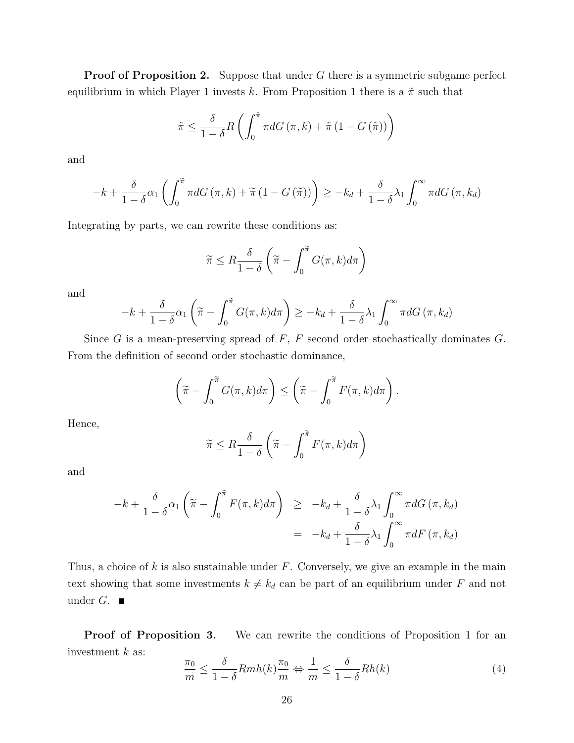**Proof of Proposition 2.** Suppose that under $G$ there is a symmetric subgame perfect equilibrium in which Player 1 invests $k$. From Proposition 1 there is a $\tilde{\pi}$ such that

$$\tilde{\pi} \leq \frac{\delta}{1-\delta} R \left( \int_0^{\tilde{\pi}} \pi dG(\pi, k) + \tilde{\pi} (1 - G(\tilde{\pi})) \right)$$

and

$$-k + \frac{\delta}{1-\delta} \alpha_1 \left( \int_0^{\widetilde{\pi}} \pi dG(\pi, k) + \widetilde{\pi} (1 - G(\widetilde{\pi})) \right) \geq -k_d + \frac{\delta}{1-\delta} \lambda_1 \int_0^{\infty} \pi dG(\pi, k_d)$$

Integrating by parts, we can rewrite these conditions as:

$$\widetilde{\pi} \leq R \frac{\delta}{1-\delta} \left( \widetilde{\pi} - \int_0^{\widetilde{\pi}} G(\pi, k) d\pi \right)$$

and

$$-k + \frac{\delta}{1-\delta} \alpha_1 \left( \widetilde{\pi} - \int_0^{\widetilde{\pi}} G(\pi, k) d\pi \right) \geq -k_d + \frac{\delta}{1-\delta} \lambda_1 \int_0^{\infty} \pi dG(\pi, k_d)$$

Since $G$ is a mean-preserving spread of $F$, $F$ second order stochastically dominates $G$. From the definition of second order stochastic dominance,

$$\left( \widetilde{\pi} - \int_0^{\widetilde{\pi}} G(\pi, k) d\pi \right) \leq \left( \widetilde{\pi} - \int_0^{\widetilde{\pi}} F(\pi, k) d\pi \right).$$

Hence,

$$\widetilde{\pi} \leq R \frac{\delta}{1-\delta} \left( \widetilde{\pi} - \int_0^{\widetilde{\pi}} F(\pi, k) d\pi \right)$$

and

$$\begin{aligned} -k + \frac{\delta}{1-\delta} \alpha_1 \left( \widetilde{\pi} - \int_0^{\widetilde{\pi}} F(\pi, k) d\pi \right) &\geq -k_d + \frac{\delta}{1-\delta} \lambda_1 \int_0^{\infty} \pi dG(\pi, k_d) \\ &= -k_d + \frac{\delta}{1-\delta} \lambda_1 \int_0^{\infty} \pi dF(\pi, k_d) \end{aligned}$$

Thus, a choice of $k$ is also sustainable under $F$. Conversely, we give an example in the main text showing that some investments $k \neq k_d$ can be part of an equilibrium under $F$ and not under $G$. ■

**Proof of Proposition 3.** We can rewrite the conditions of Proposition 1 for an investment $k$ as:

$$\frac{\pi_0}{m} \leq \frac{\delta}{1-\delta} R m h(k) \frac{\pi_0}{m} \Leftrightarrow \frac{1}{m} \leq \frac{\delta}{1-\delta} R h(k) \tag{4}$$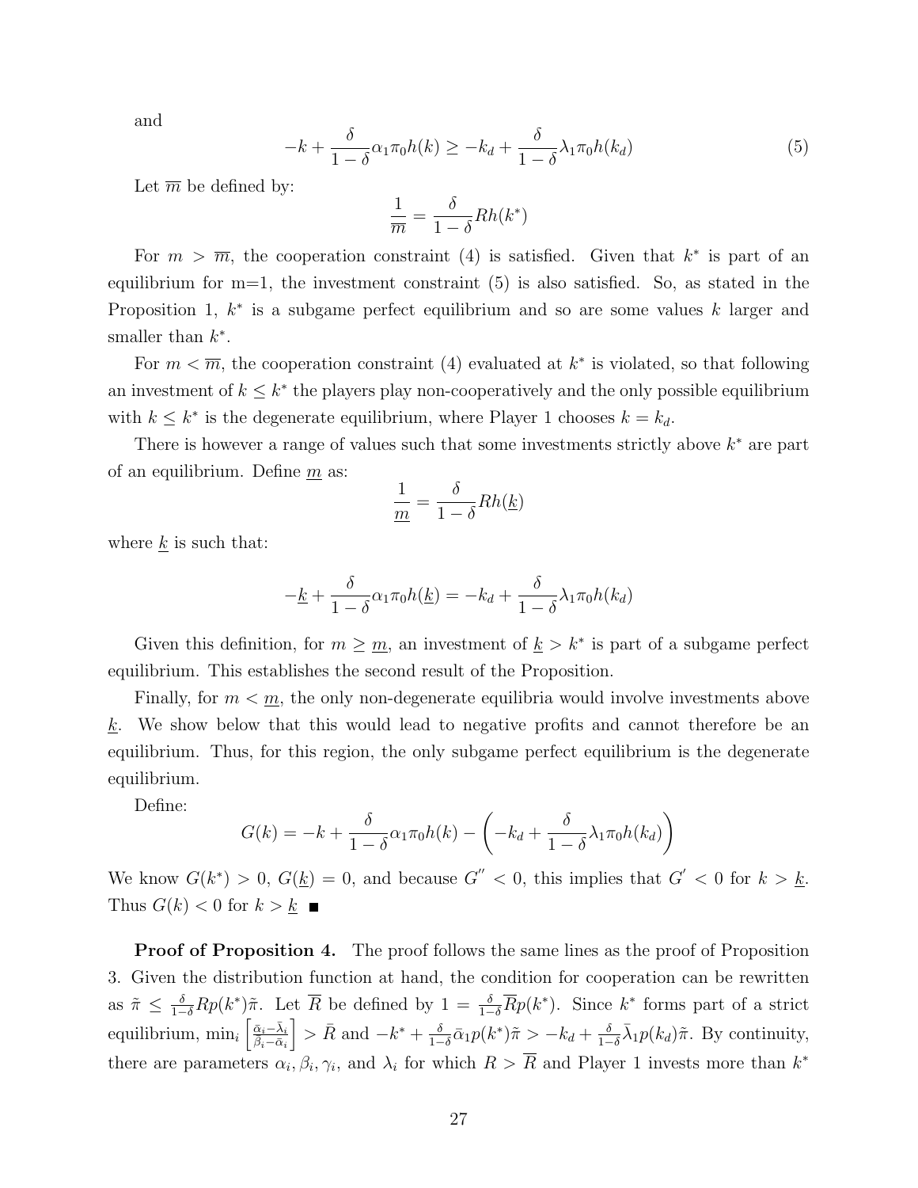and

$$-k + \frac{\delta}{1-\delta}\alpha_1 \pi_0 h(k) \geq -k_d + \frac{\delta}{1-\delta}\lambda_1 \pi_0 h(k_d) \tag{5}$$

Let $\overline{m}$ be defined by:

$$\frac{1}{\overline{m}} = \frac{\delta}{1-\delta} R h(k^*)$$

For $m > \overline{m}$, the cooperation constraint (4) is satisfied. Given that $k^*$ is part of an equilibrium for m=1, the investment constraint (5) is also satisfied. So, as stated in the Proposition 1, $k^*$ is a subgame perfect equilibrium and so are some values $k$ larger and smaller than $k^*$.

For $m < \overline{m}$, the cooperation constraint (4) evaluated at $k^*$ is violated, so that following an investment of $k \leq k^*$ the players play non-cooperatively and the only possible equilibrium with $k \leq k^*$ is the degenerate equilibrium, where Player 1 chooses $k = k_d$.

There is however a range of values such that some investments strictly above $k^*$ are part of an equilibrium. Define $\underline{m}$ as:

$$\frac{1}{\underline{m}} = \frac{\delta}{1-\delta} R h(\underline{k})$$

where $\underline{k}$ is such that:

$$-\underline{k} + \frac{\delta}{1-\delta}\alpha_1 \pi_0 h(\underline{k}) = -k_d + \frac{\delta}{1-\delta}\lambda_1 \pi_0 h(k_d)$$

Given this definition, for $m \geq \underline{m}$, an investment of $\underline{k} > k^*$ is part of a subgame perfect equilibrium. This establishes the second result of the Proposition.

Finally, for $m < \underline{m}$, the only non-degenerate equilibria would involve investments above $\underline{k}$. We show below that this would lead to negative profits and cannot therefore be an equilibrium. Thus, for this region, the only subgame perfect equilibrium is the degenerate equilibrium.

Define:

$$G(k) = -k + \frac{\delta}{1-\delta}\alpha_1 \pi_0 h(k) - \left(-k_d + \frac{\delta}{1-\delta}\lambda_1 \pi_0 h(k_d)\right)$$

We know $G(k^*) > 0$, $G(\underline{k}) = 0$, and because $G'' < 0$, this implies that $G' < 0$ for $k > \underline{k}$. Thus $G(k) < 0$ for $k > \underline{k}$ ■

**Proof of Proposition 4.** The proof follows the same lines as the proof of Proposition 3. Given the distribution function at hand, the condition for cooperation can be rewritten as $\tilde{\pi} \leq \frac{\delta}{1-\delta} R p(k^*)\tilde{\pi}$. Let $\overline{R}$ be defined by $1 = \frac{\delta}{1-\delta}\overline{R}p(k^*)$. Since $k^*$ forms part of a strict equilibrium, $\min_i \left[\frac{\bar{\alpha}_i - \bar{\lambda}_i}{\bar{\beta}_i - \bar{\alpha}_i}\right] > \bar{R}$ and $-k^* + \frac{\delta}{1-\delta}\bar{\alpha}_1 p(k^*)\tilde{\pi} > -k_d + \frac{\delta}{1-\delta}\bar{\lambda}_1 p(k_d)\tilde{\pi}$. By continuity, there are parameters $\alpha_i, \beta_i, \gamma_i$, and $\lambda_i$ for which $R > \overline{R}$ and Player 1 invests more than $k^*$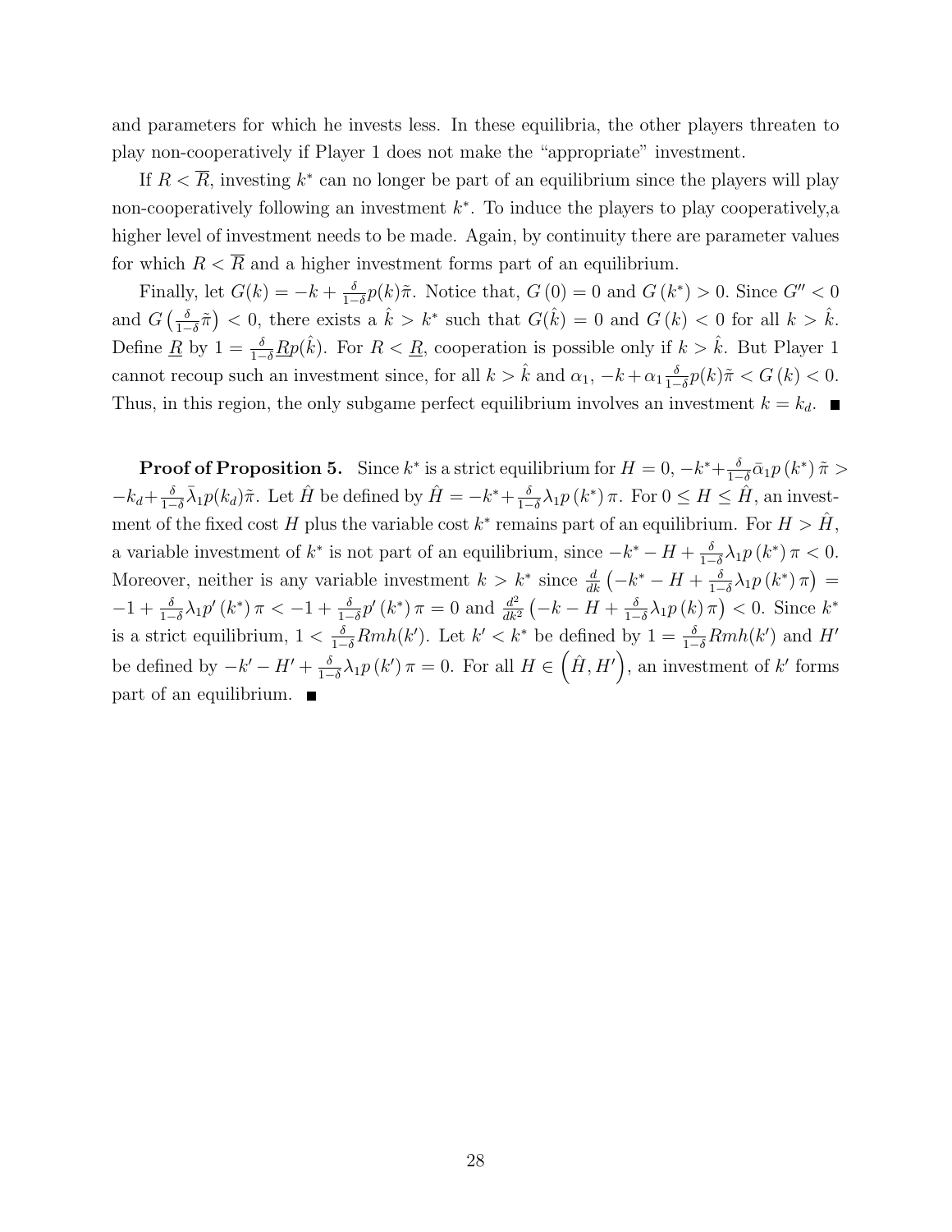and parameters for which he invests less. In these equilibria, the other players threaten to play non-cooperatively if Player 1 does not make the "appropriate" investment.

If $R < \overline{R}$, investing $k^*$ can no longer be part of an equilibrium since the players will play non-cooperatively following an investment $k^*$. To induce the players to play cooperatively,a higher level of investment needs to be made. Again, by continuity there are parameter values for which $R < \overline{R}$ and a higher investment forms part of an equilibrium.

Finally, let $G(k) = -k + \frac{\delta}{1-\delta} p(k)\tilde{\pi}$. Notice that, $G(0) = 0$ and $G(k^*) > 0$. Since $G'' < 0$ and $G\left(\frac{\delta}{1-\delta}\tilde{\pi}\right) < 0$, there exists a $\hat{k} > k^*$ such that $G(\hat{k}) = 0$ and $G(k) < 0$ for all $k > \hat{k}$. Define $\underline{R}$ by $1 = \frac{\delta}{1-\delta}\underline{R}p(\hat{k})$. For $R < \underline{R}$, cooperation is possible only if $k > \hat{k}$. But Player 1 cannot recoup such an investment since, for all $k > \hat{k}$ and $\alpha_1$, $-k + \alpha_1 \frac{\delta}{1-\delta} p(k)\tilde{\pi} < G(k) < 0$. Thus, in this region, the only subgame perfect equilibrium involves an investment $k = k_d$. ■

**Proof of Proposition 5.** Since $k^*$ is a strict equilibrium for $H = 0$, $-k^* + \frac{\delta}{1-\delta}\bar{\alpha}_1 p(k^*)\tilde{\pi} > -k_d + \frac{\delta}{1-\delta}\bar{\lambda}_1 p(k_d)\tilde{\pi}$. Let $\hat{H}$ be defined by $\hat{H} = -k^* + \frac{\delta}{1-\delta}\lambda_1 p(k^*)\pi$. For $0 \leq H \leq \hat{H}$, an investment of the fixed cost $H$ plus the variable cost $k^*$ remains part of an equilibrium. For $H > \hat{H}$, a variable investment of $k^*$ is not part of an equilibrium, since $-k^* - H + \frac{\delta}{1-\delta}\lambda_1 p(k^*)\pi < 0$. Moreover, neither is any variable investment $k > k^*$ since $\frac{d}{dk}\left(-k^* - H + \frac{\delta}{1-\delta}\lambda_1 p(k^*)\pi\right) = -1 + \frac{\delta}{1-\delta}\lambda_1 p'(k^*)\pi < -1 + \frac{\delta}{1-\delta}p'(k^*)\pi = 0$ and $\frac{d^2}{dk^2}\left(-k - H + \frac{\delta}{1-\delta}\lambda_1 p(k)\pi\right) < 0$. Since $k^*$ is a strict equilibrium, $1 < \frac{\delta}{1-\delta}Rmh(k')$. Let $k' < k^*$ be defined by $1 = \frac{\delta}{1-\delta}Rmh(k')$ and $H'$ be defined by $-k' - H' + \frac{\delta}{1-\delta}\lambda_1 p(k')\pi = 0$. For all $H \in \left(\hat{H}, H'\right)$, an investment of $k'$ forms part of an equilibrium. ■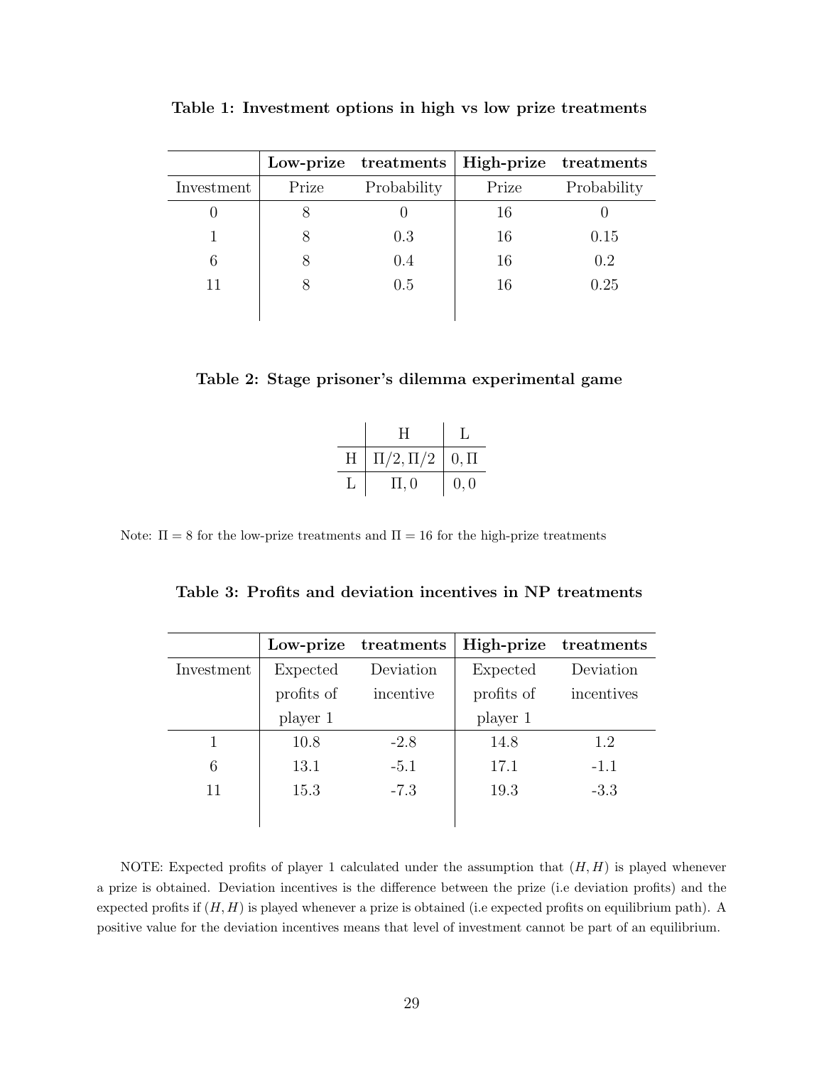**Table 1: Investment options in high vs low prize treatments**

| | **Low-prize** | **treatments** | **High-prize** | **treatments** |
|---|---|---|---|---|
| Investment | Prize | Probability | Prize | Probability |
| 0 | 8 | 0 | 16 | 0 |
| 1 | 8 | 0.3 | 16 | 0.15 |
| 6 | 8 | 0.4 | 16 | 0.2 |
| 11 | 8 | 0.5 | 16 | 0.25 |

**Table 2: Stage prisoner's dilemma experimental game**

| | H | L |
|---|---|---|
| H | $\Pi/2, \Pi/2$ | $0, \Pi$ |
| L | $\Pi, 0$ | $0, 0$ |

Note: $\Pi = 8$ for the low-prize treatments and $\Pi = 16$ for the high-prize treatments

**Table 3: Profits and deviation incentives in NP treatments**

| | **Low-prize** | **treatments** | **High-prize** | **treatments** |
|---|---|---|---|---|
| Investment | Expected profits of player 1 | Deviation incentive | Expected profits of player 1 | Deviation incentives |
| 1 | 10.8 | -2.8 | 14.8 | 1.2 |
| 6 | 13.1 | -5.1 | 17.1 | -1.1 |
| 11 | 15.3 | -7.3 | 19.3 | -3.3 |

NOTE: Expected profits of player 1 calculated under the assumption that $(H, H)$ is played whenever a prize is obtained. Deviation incentives is the difference between the prize (i.e deviation profits) and the expected profits if $(H, H)$ is played whenever a prize is obtained (i.e expected profits on equilibrium path). A positive value for the deviation incentives means that level of investment cannot be part of an equilibrium.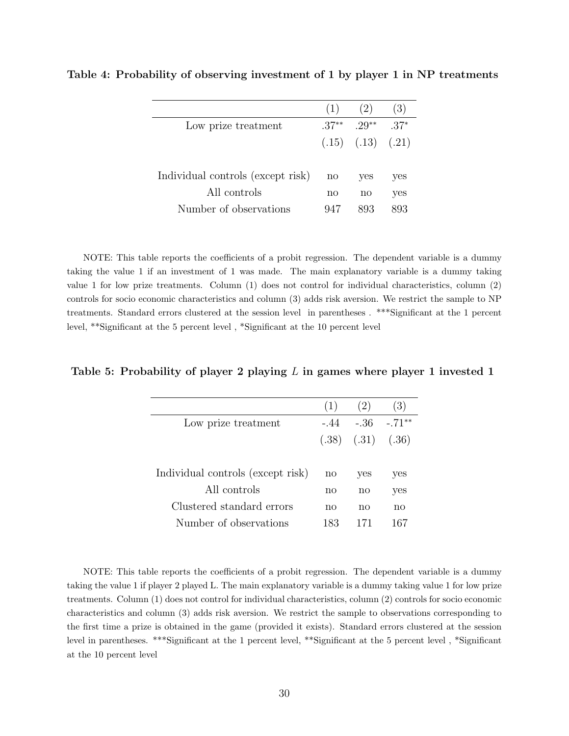**Table 4: Probability of observing investment of 1 by player 1 in NP treatments**

| | (1) | (2) | (3) |
|---|---|---|---|
| Low prize treatment | .37** | .29** | .37* |
| | (.15) | (.13) | (.21) |
| | | | |
| Individual controls (except risk) | no | yes | yes |
| All controls | no | no | yes |
| Number of observations | 947 | 893 | 893 |

NOTE: This table reports the coefficients of a probit regression. The dependent variable is a dummy taking the value 1 if an investment of 1 was made. The main explanatory variable is a dummy taking value 1 for low prize treatments. Column (1) does not control for individual characteristics, column (2) controls for socio economic characteristics and column (3) adds risk aversion. We restrict the sample to NP treatments. Standard errors clustered at the session level in parentheses . ***Significant at the 1 percent level, **Significant at the 5 percent level , *Significant at the 10 percent level

**Table 5: Probability of player 2 playing $L$ in games where player 1 invested 1**

| | (1) | (2) | (3) |
|---|---|---|---|
| Low prize treatment | -.44 | -.36 | -.71** |
| | (.38) | (.31) | (.36) |
| | | | |
| Individual controls (except risk) | no | yes | yes |
| All controls | no | no | yes |
| Clustered standard errors | no | no | no |
| Number of observations | 183 | 171 | 167 |

NOTE: This table reports the coefficients of a probit regression. The dependent variable is a dummy taking the value 1 if player 2 played L. The main explanatory variable is a dummy taking value 1 for low prize treatments. Column (1) does not control for individual characteristics, column (2) controls for socio economic characteristics and column (3) adds risk aversion. We restrict the sample to observations corresponding to the first time a prize is obtained in the game (provided it exists). Standard errors clustered at the session level in parentheses. ***Significant at the 1 percent level, **Significant at the 5 percent level , *Significant at the 10 percent level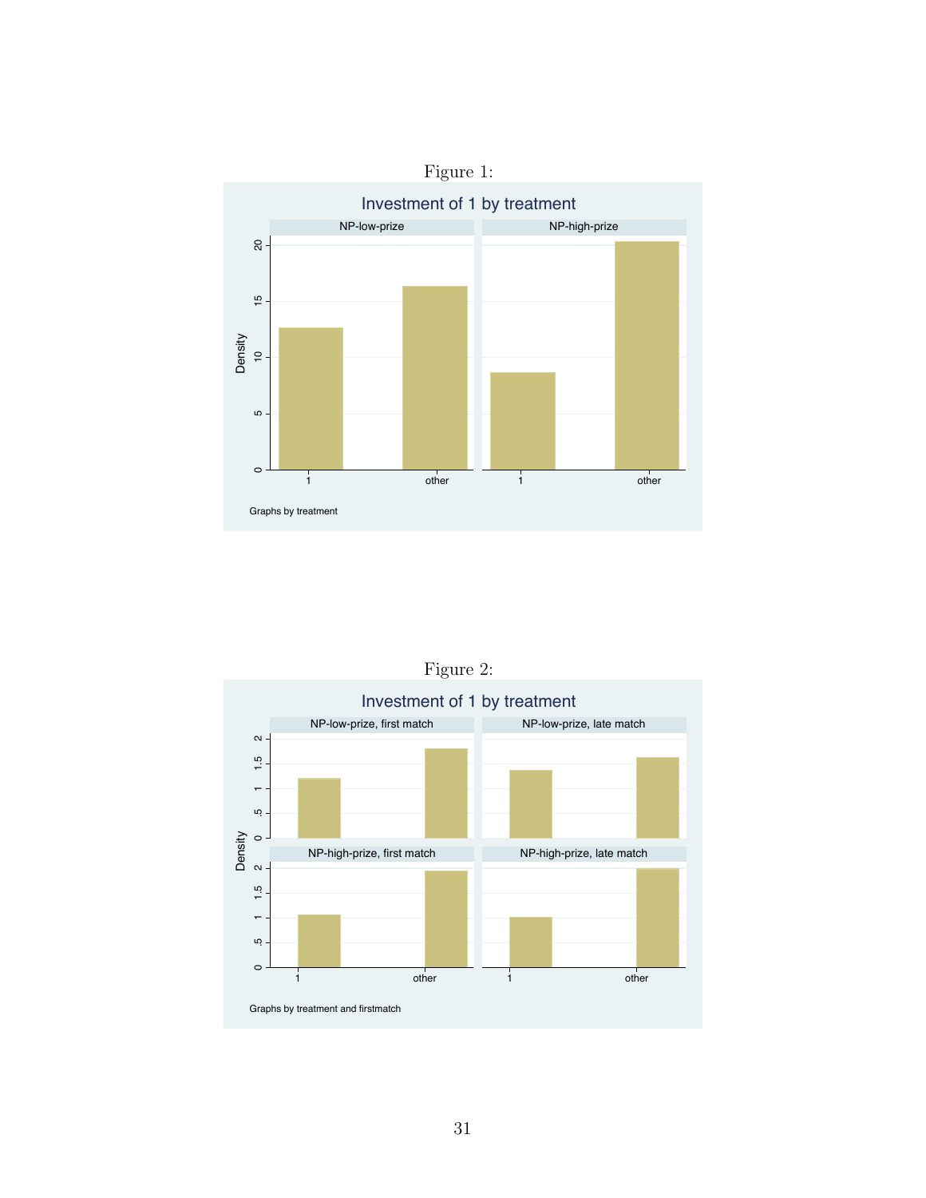Figure 1:

Figure 2: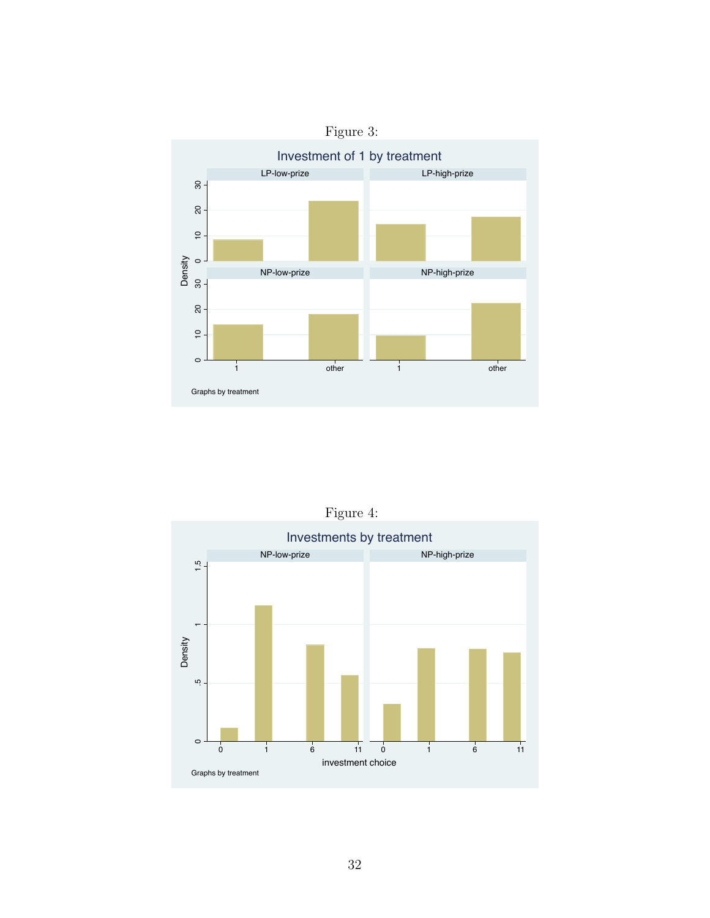Figure 3:

Figure 4: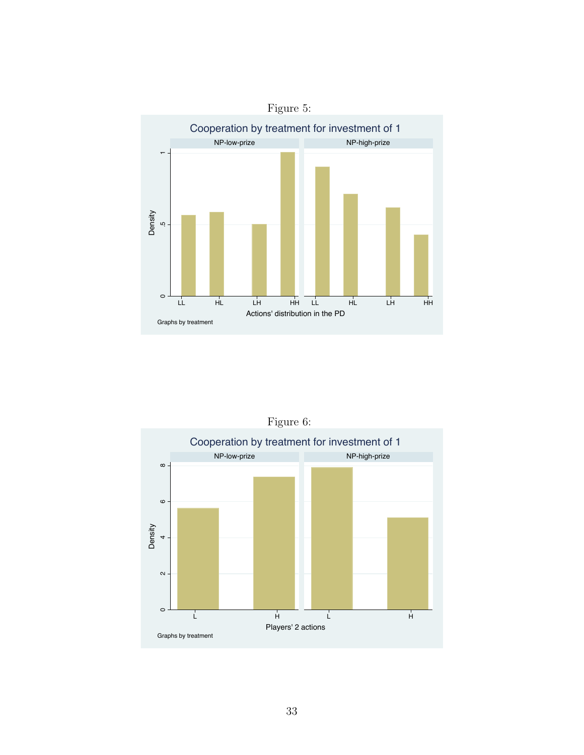Figure 5:

Figure 6: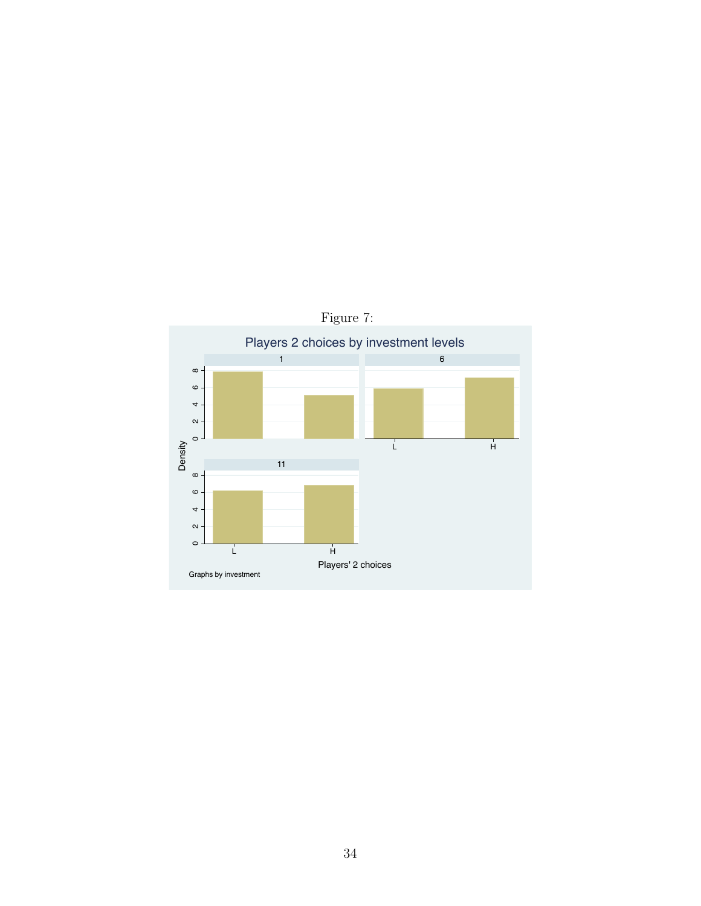Figure 7: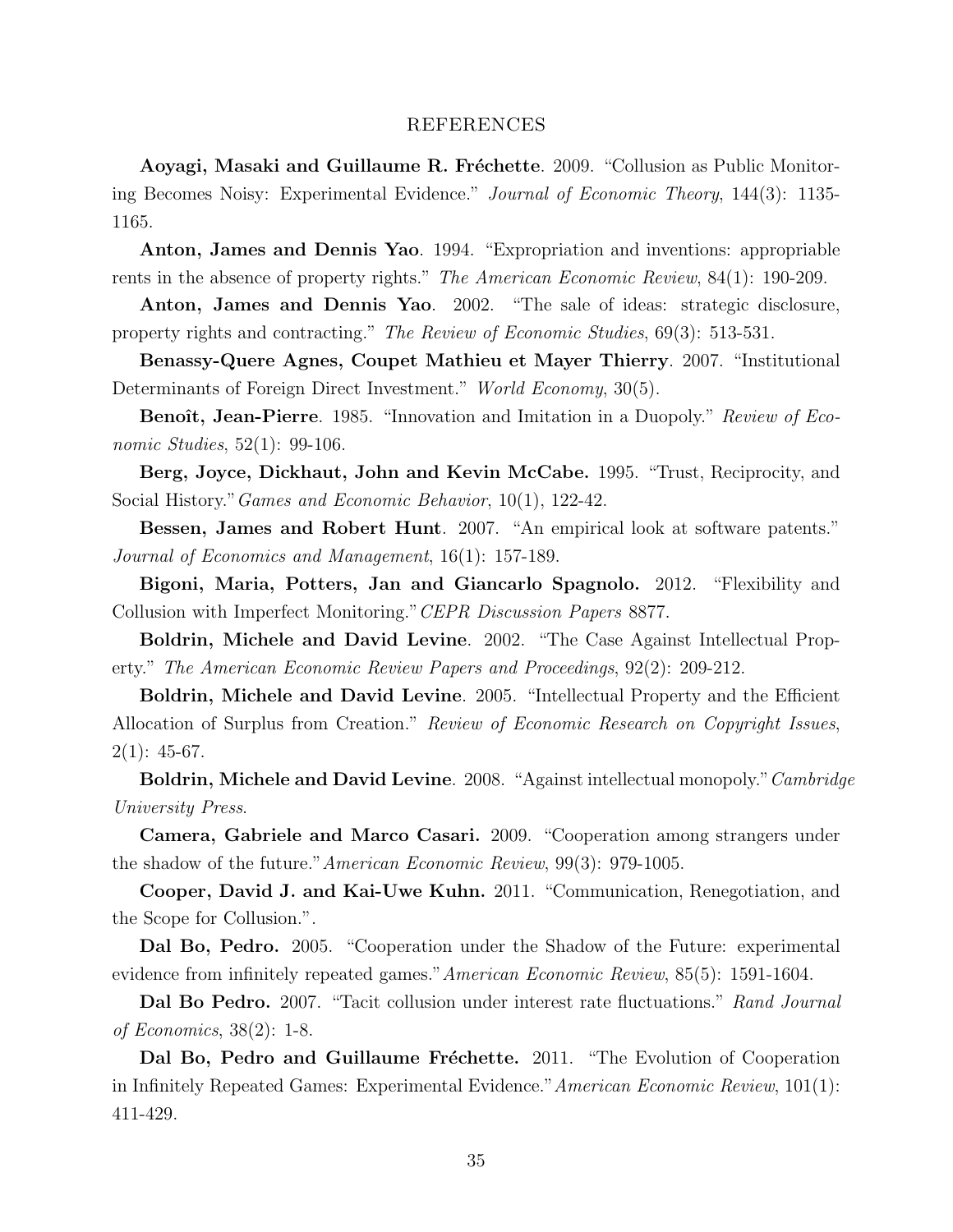# REFERENCES

**Aoyagi, Masaki and Guillaume R. Fréchette**. 2009. "Collusion as Public Monitoring Becomes Noisy: Experimental Evidence." *Journal of Economic Theory*, 144(3): 1135-1165.

**Anton, James and Dennis Yao**. 1994. "Expropriation and inventions: appropriable rents in the absence of property rights." *The American Economic Review*, 84(1): 190-209.

**Anton, James and Dennis Yao**. 2002. "The sale of ideas: strategic disclosure, property rights and contracting." *The Review of Economic Studies*, 69(3): 513-531.

**Benassy-Quere Agnes, Coupet Mathieu et Mayer Thierry**. 2007. "Institutional Determinants of Foreign Direct Investment." *World Economy*, 30(5).

**Benoît, Jean-Pierre**. 1985. "Innovation and Imitation in a Duopoly." *Review of Economic Studies*, 52(1): 99-106.

**Berg, Joyce, Dickhaut, John and Kevin McCabe.** 1995. "Trust, Reciprocity, and Social History." *Games and Economic Behavior*, 10(1), 122-42.

**Bessen, James and Robert Hunt**. 2007. "An empirical look at software patents." *Journal of Economics and Management*, 16(1): 157-189.

**Bigoni, Maria, Potters, Jan and Giancarlo Spagnolo.** 2012. "Flexibility and Collusion with Imperfect Monitoring." *CEPR Discussion Papers* 8877.

**Boldrin, Michele and David Levine**. 2002. "The Case Against Intellectual Property." *The American Economic Review Papers and Proceedings*, 92(2): 209-212.

**Boldrin, Michele and David Levine**. 2005. "Intellectual Property and the Efficient Allocation of Surplus from Creation." *Review of Economic Research on Copyright Issues*, 2(1): 45-67.

**Boldrin, Michele and David Levine**. 2008. "Against intellectual monopoly." *Cambridge University Press*.

**Camera, Gabriele and Marco Casari.** 2009. "Cooperation among strangers under the shadow of the future." *American Economic Review*, 99(3): 979-1005.

**Cooper, David J. and Kai-Uwe Kuhn.** 2011. "Communication, Renegotiation, and the Scope for Collusion.".

**Dal Bo, Pedro.** 2005. "Cooperation under the Shadow of the Future: experimental evidence from infinitely repeated games." *American Economic Review*, 85(5): 1591-1604.

**Dal Bo Pedro.** 2007. "Tacit collusion under interest rate fluctuations." *Rand Journal of Economics*, 38(2): 1-8.

**Dal Bo, Pedro and Guillaume Fréchette.** 2011. "The Evolution of Cooperation in Infinitely Repeated Games: Experimental Evidence." *American Economic Review*, 101(1): 411-429.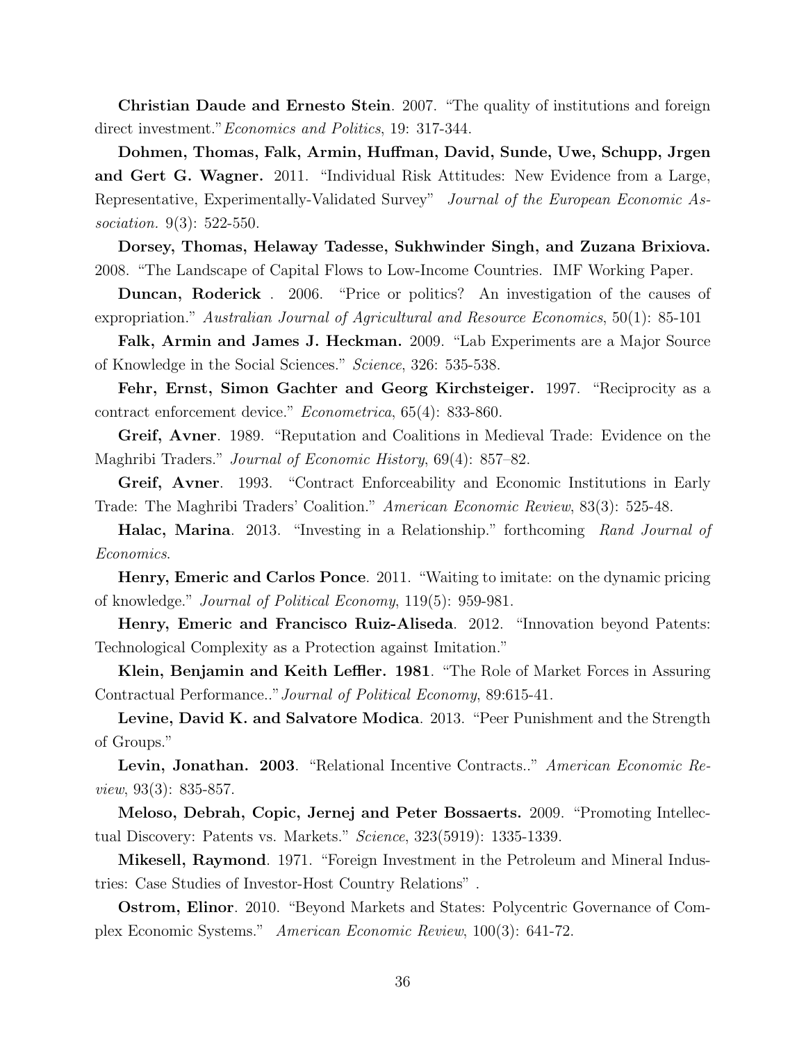**Christian Daude and Ernesto Stein**. 2007. "The quality of institutions and foreign direct investment."*Economics and Politics*, 19: 317-344.

**Dohmen, Thomas, Falk, Armin, Huffman, David, Sunde, Uwe, Schupp, Jrgen and Gert G. Wagner.** 2011. "Individual Risk Attitudes: New Evidence from a Large, Representative, Experimentally-Validated Survey" *Journal of the European Economic Association.* 9(3): 522-550.

**Dorsey, Thomas, Helaway Tadesse, Sukhwinder Singh, and Zuzana Brixiova.** 2008. "The Landscape of Capital Flows to Low-Income Countries. IMF Working Paper.

**Duncan, Roderick** . 2006. "Price or politics? An investigation of the causes of expropriation." *Australian Journal of Agricultural and Resource Economics*, 50(1): 85-101

**Falk, Armin and James J. Heckman.** 2009. "Lab Experiments are a Major Source of Knowledge in the Social Sciences." *Science*, 326: 535-538.

**Fehr, Ernst, Simon Gachter and Georg Kirchsteiger.** 1997. "Reciprocity as a contract enforcement device." *Econometrica*, 65(4): 833-860.

**Greif, Avner**. 1989. "Reputation and Coalitions in Medieval Trade: Evidence on the Maghribi Traders." *Journal of Economic History*, 69(4): 857–82.

**Greif, Avner**. 1993. "Contract Enforceability and Economic Institutions in Early Trade: The Maghribi Traders' Coalition." *American Economic Review*, 83(3): 525-48.

**Halac, Marina**. 2013. "Investing in a Relationship." forthcoming *Rand Journal of Economics*.

**Henry, Emeric and Carlos Ponce**. 2011. "Waiting to imitate: on the dynamic pricing of knowledge." *Journal of Political Economy*, 119(5): 959-981.

**Henry, Emeric and Francisco Ruiz-Aliseda**. 2012. "Innovation beyond Patents: Technological Complexity as a Protection against Imitation."

**Klein, Benjamin and Keith Leffler. 1981**. "The Role of Market Forces in Assuring Contractual Performance.."*Journal of Political Economy*, 89:615-41.

**Levine, David K. and Salvatore Modica**. 2013. "Peer Punishment and the Strength of Groups."

**Levin, Jonathan. 2003**. "Relational Incentive Contracts.." *American Economic Review*, 93(3): 835-857.

**Meloso, Debrah, Copic, Jernej and Peter Bossaerts.** 2009. "Promoting Intellectual Discovery: Patents vs. Markets." *Science*, 323(5919): 1335-1339.

**Mikesell, Raymond**. 1971. "Foreign Investment in the Petroleum and Mineral Industries: Case Studies of Investor-Host Country Relations" .

**Ostrom, Elinor**. 2010. "Beyond Markets and States: Polycentric Governance of Complex Economic Systems." *American Economic Review*, 100(3): 641-72.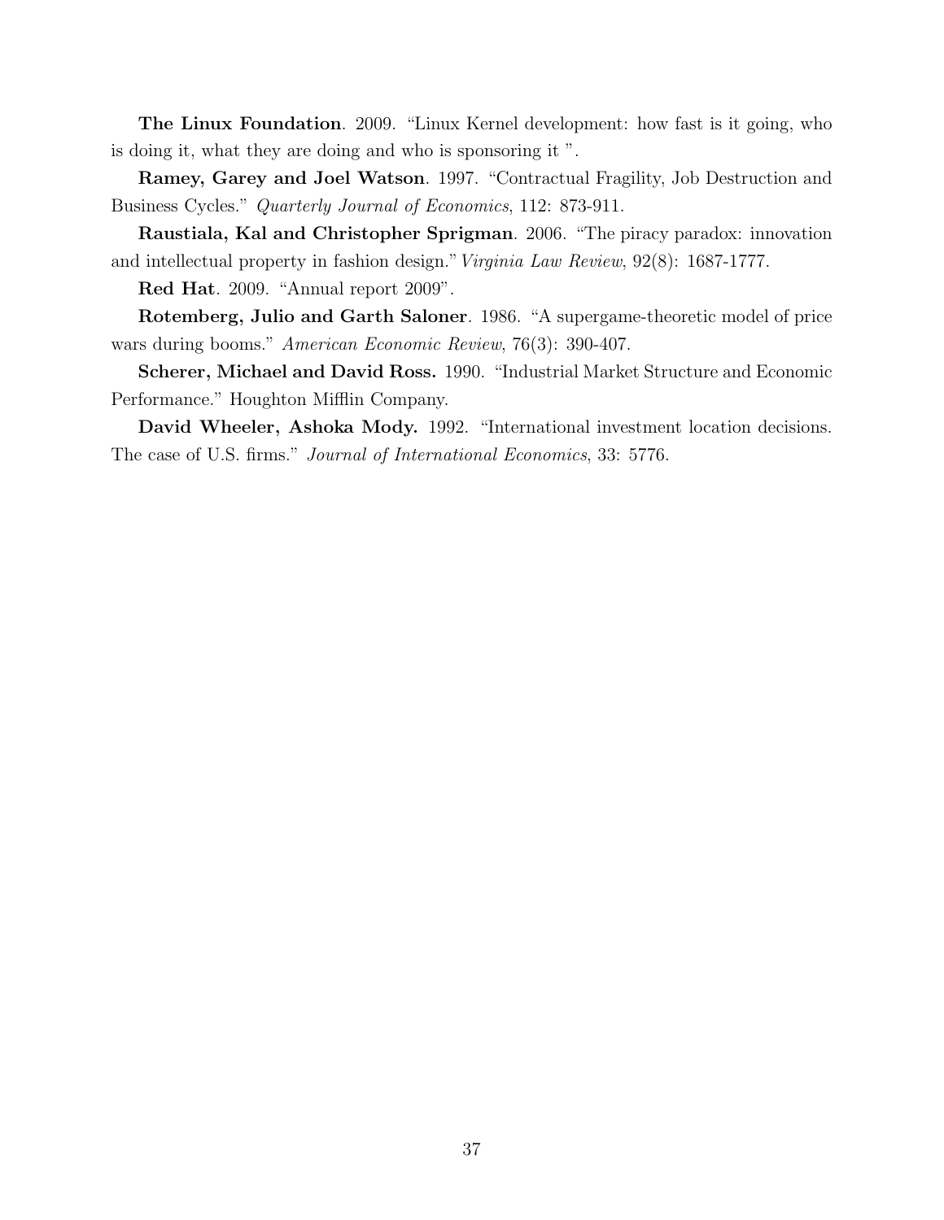**The Linux Foundation**. 2009. "Linux Kernel development: how fast is it going, who is doing it, what they are doing and who is sponsoring it ".

**Ramey, Garey and Joel Watson**. 1997. "Contractual Fragility, Job Destruction and Business Cycles." *Quarterly Journal of Economics*, 112: 873-911.

**Raustiala, Kal and Christopher Sprigman**. 2006. "The piracy paradox: innovation and intellectual property in fashion design." *Virginia Law Review*, 92(8): 1687-1777.

**Red Hat**. 2009. "Annual report 2009".

**Rotemberg, Julio and Garth Saloner**. 1986. "A supergame-theoretic model of price wars during booms." *American Economic Review*, 76(3): 390-407.

**Scherer, Michael and David Ross.** 1990. "Industrial Market Structure and Economic Performance." Houghton Mifflin Company.

**David Wheeler, Ashoka Mody.** 1992. "International investment location decisions. The case of U.S. firms." *Journal of International Economics*, 33: 5776.